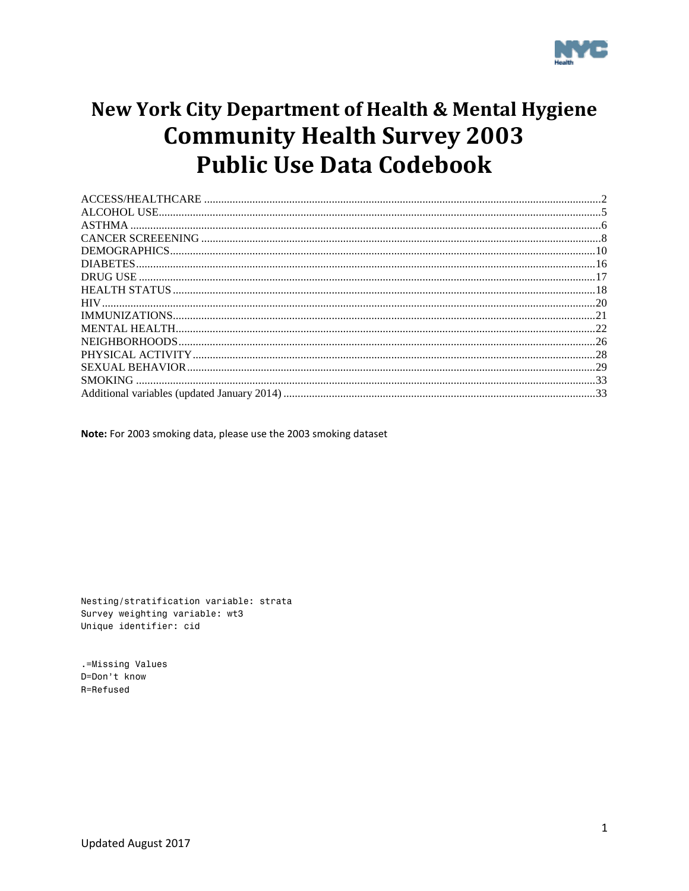# New York City Department of Health & Mental Hygiene
# Community Health Survey 2003
# Public Use Data Codebook

ACCESS/HEALTHCARE .......... 2
ALCOHOL USE .......... 5
ASTHMA .......... 6
CANCER SCREEENING .......... 8
DEMOGRAPHICS .......... 10
DIABETES .......... 16
DRUG USE .......... 17
HEALTH STATUS .......... 18
HIV .......... 20
IMMUNIZATIONS .......... 21
MENTAL HEALTH .......... 22
NEIGHBORHOODS .......... 26
PHYSICAL ACTIVITY .......... 28
SEXUAL BEHAVIOR .......... 29
SMOKING .......... 33
Additional variables (updated January 2014) .......... 33

**Note:** For 2003 smoking data, please use the 2003 smoking dataset

```
Nesting/stratification variable: strata
Survey weighting variable: wt3
Unique identifier: cid
```

```
.=Missing Values
D=Don't know
R=Refused
```

Updated August 2017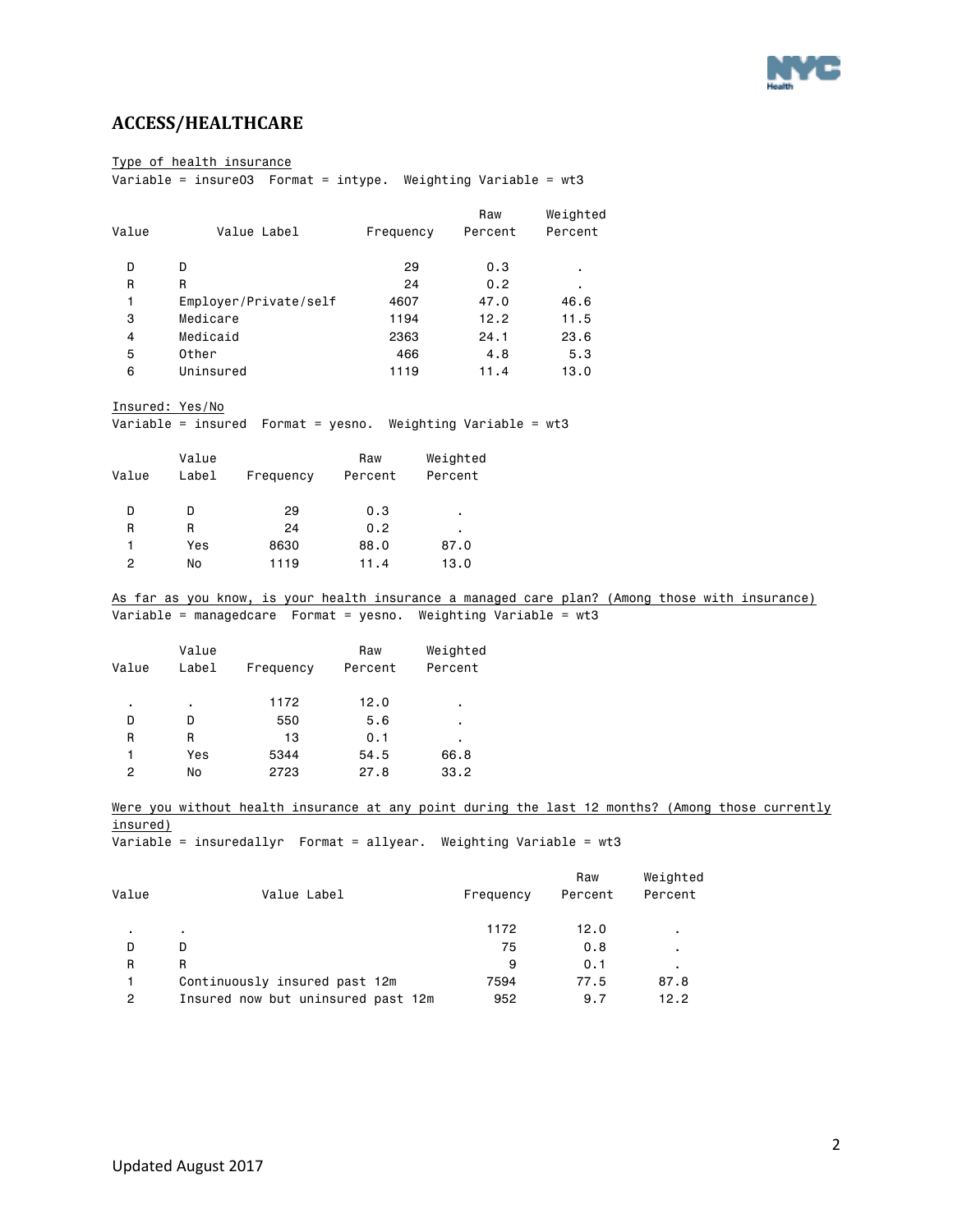## ACCESS/HEALTHCARE

Type of health insurance

Variable = insure03 Format = intype. Weighting Variable = wt3

| Value | Value Label | Frequency | Raw Percent | Weighted Percent |
|---|---|---|---|---|
| D | D | 29 | 0.3 | . |
| R | R | 24 | 0.2 | . |
| 1 | Employer/Private/self | 4607 | 47.0 | 46.6 |
| 3 | Medicare | 1194 | 12.2 | 11.5 |
| 4 | Medicaid | 2363 | 24.1 | 23.6 |
| 5 | Other | 466 | 4.8 | 5.3 |
| 6 | Uninsured | 1119 | 11.4 | 13.0 |

Insured: Yes/No

Variable = insured Format = yesno. Weighting Variable = wt3

| Value | Value Label | Frequency | Raw Percent | Weighted Percent |
|---|---|---|---|---|
| D | D | 29 | 0.3 | . |
| R | R | 24 | 0.2 | . |
| 1 | Yes | 8630 | 88.0 | 87.0 |
| 2 | No | 1119 | 11.4 | 13.0 |

As far as you know, is your health insurance a managed care plan? (Among those with insurance)

Variable = managedcare Format = yesno. Weighting Variable = wt3

| Value | Value Label | Frequency | Raw Percent | Weighted Percent |
|---|---|---|---|---|
| . | . | 1172 | 12.0 | . |
| D | D | 550 | 5.6 | . |
| R | R | 13 | 0.1 | . |
| 1 | Yes | 5344 | 54.5 | 66.8 |
| 2 | No | 2723 | 27.8 | 33.2 |

Were you without health insurance at any point during the last 12 months? (Among those currently insured)

Variable = insuredallyr Format = allyear. Weighting Variable = wt3

| Value | Value Label | Frequency | Raw Percent | Weighted Percent |
|---|---|---|---|---|
| . | . | 1172 | 12.0 | . |
| D | D | 75 | 0.8 | . |
| R | R | 9 | 0.1 | . |
| 1 | Continuously insured past 12m | 7594 | 77.5 | 87.8 |
| 2 | Insured now but uninsured past 12m | 952 | 9.7 | 12.2 |

Updated August 2017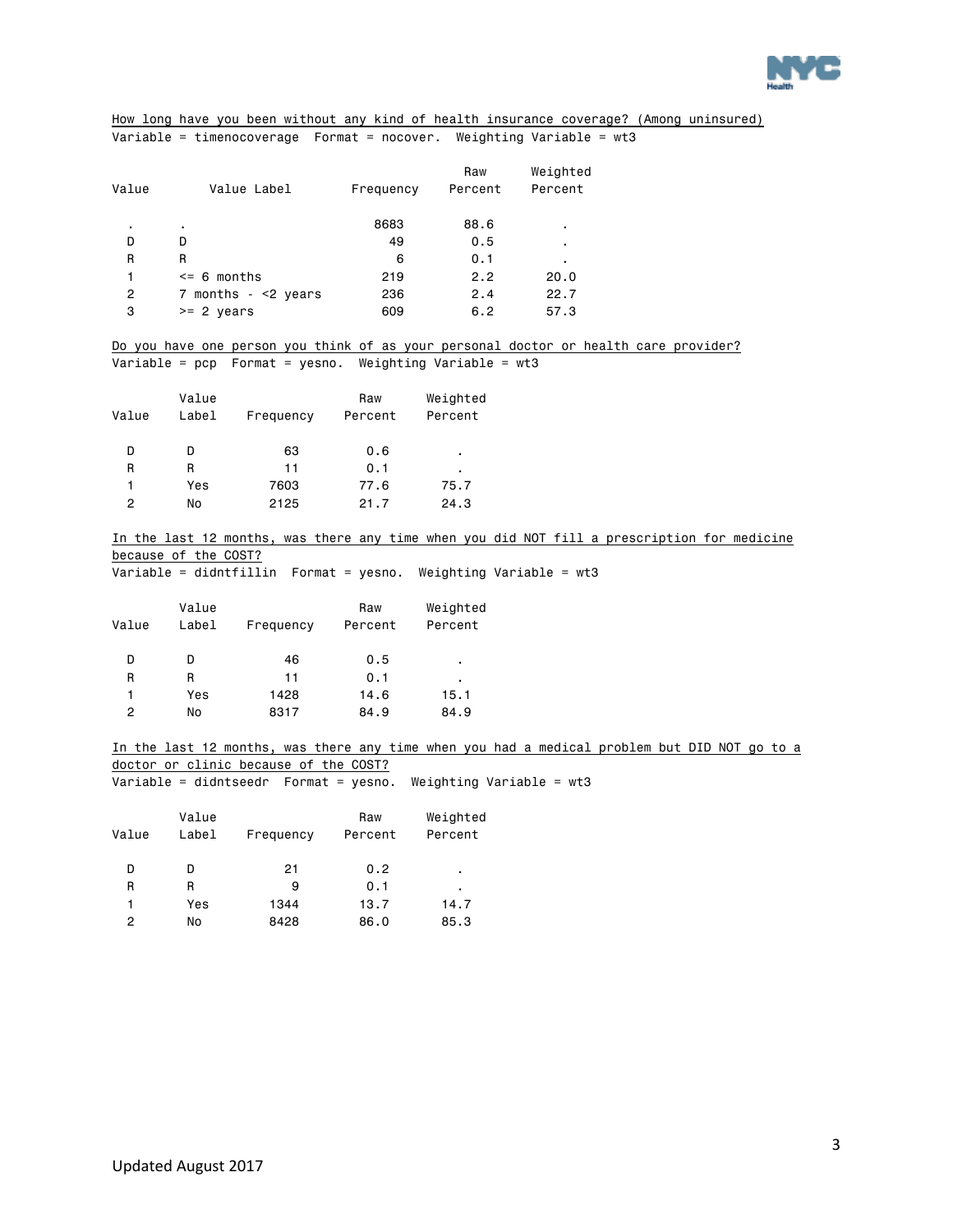How long have you been without any kind of health insurance coverage? (Among uninsured)

Variable = timenocoverage  Format = nocover.  Weighting Variable = wt3

| Value | Value Label | Frequency | Raw Percent | Weighted Percent |
|---|---|---|---|---|
| . | . | 8683 | 88.6 | . |
| D | D | 49 | 0.5 | . |
| R | R | 6 | 0.1 | . |
| 1 | <= 6 months | 219 | 2.2 | 20.0 |
| 2 | 7 months - <2 years | 236 | 2.4 | 22.7 |
| 3 | >= 2 years | 609 | 6.2 | 57.3 |

Do you have one person you think of as your personal doctor or health care provider?

Variable = pcp  Format = yesno.  Weighting Variable = wt3

| Value | Value Label | Frequency | Raw Percent | Weighted Percent |
|---|---|---|---|---|
| D | D | 63 | 0.6 | . |
| R | R | 11 | 0.1 | . |
| 1 | Yes | 7603 | 77.6 | 75.7 |
| 2 | No | 2125 | 21.7 | 24.3 |

In the last 12 months, was there any time when you did NOT fill a prescription for medicine because of the COST?

Variable = didntfillin  Format = yesno.  Weighting Variable = wt3

| Value | Value Label | Frequency | Raw Percent | Weighted Percent |
|---|---|---|---|---|
| D | D | 46 | 0.5 | . |
| R | R | 11 | 0.1 | . |
| 1 | Yes | 1428 | 14.6 | 15.1 |
| 2 | No | 8317 | 84.9 | 84.9 |

In the last 12 months, was there any time when you had a medical problem but DID NOT go to a doctor or clinic because of the COST?

Variable = didntseedr  Format = yesno.  Weighting Variable = wt3

| Value | Value Label | Frequency | Raw Percent | Weighted Percent |
|---|---|---|---|---|
| D | D | 21 | 0.2 | . |
| R | R | 9 | 0.1 | . |
| 1 | Yes | 1344 | 13.7 | 14.7 |
| 2 | No | 8428 | 86.0 | 85.3 |

Updated August 2017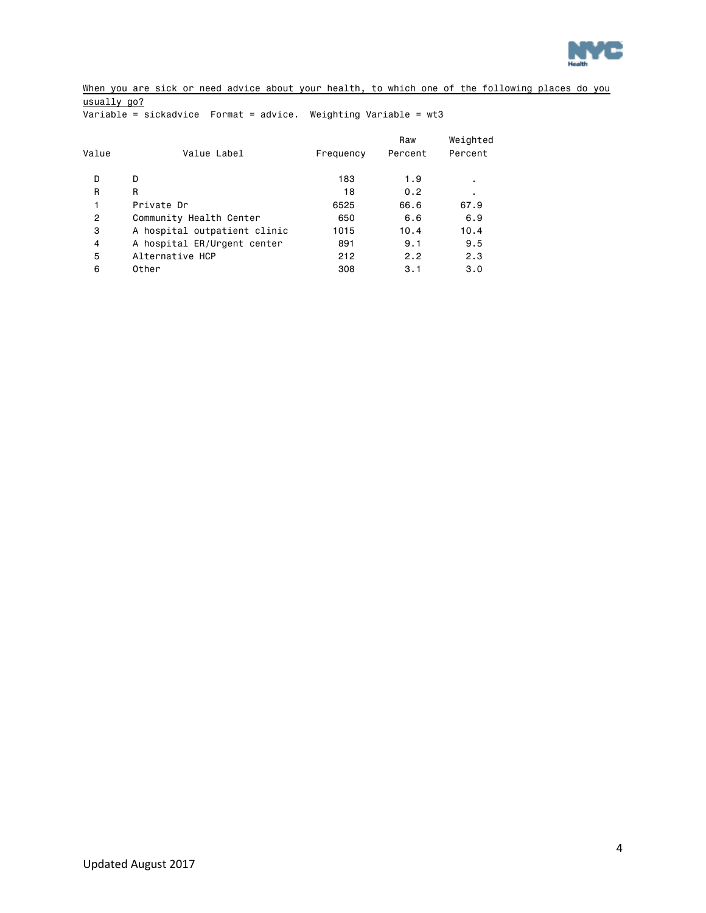When you are sick or need advice about your health, to which one of the following places do you usually go?

Variable = sickadvice  Format = advice.  Weighting Variable = wt3

| Value | Value Label | Frequency | Raw Percent | Weighted Percent |
|---|---|---|---|---|
| D | D | 183 | 1.9 | . |
| R | R | 18 | 0.2 | . |
| 1 | Private Dr | 6525 | 66.6 | 67.9 |
| 2 | Community Health Center | 650 | 6.6 | 6.9 |
| 3 | A hospital outpatient clinic | 1015 | 10.4 | 10.4 |
| 4 | A hospital ER/Urgent center | 891 | 9.1 | 9.5 |
| 5 | Alternative HCP | 212 | 2.2 | 2.3 |
| 6 | Other | 308 | 3.1 | 3.0 |

Updated August 2017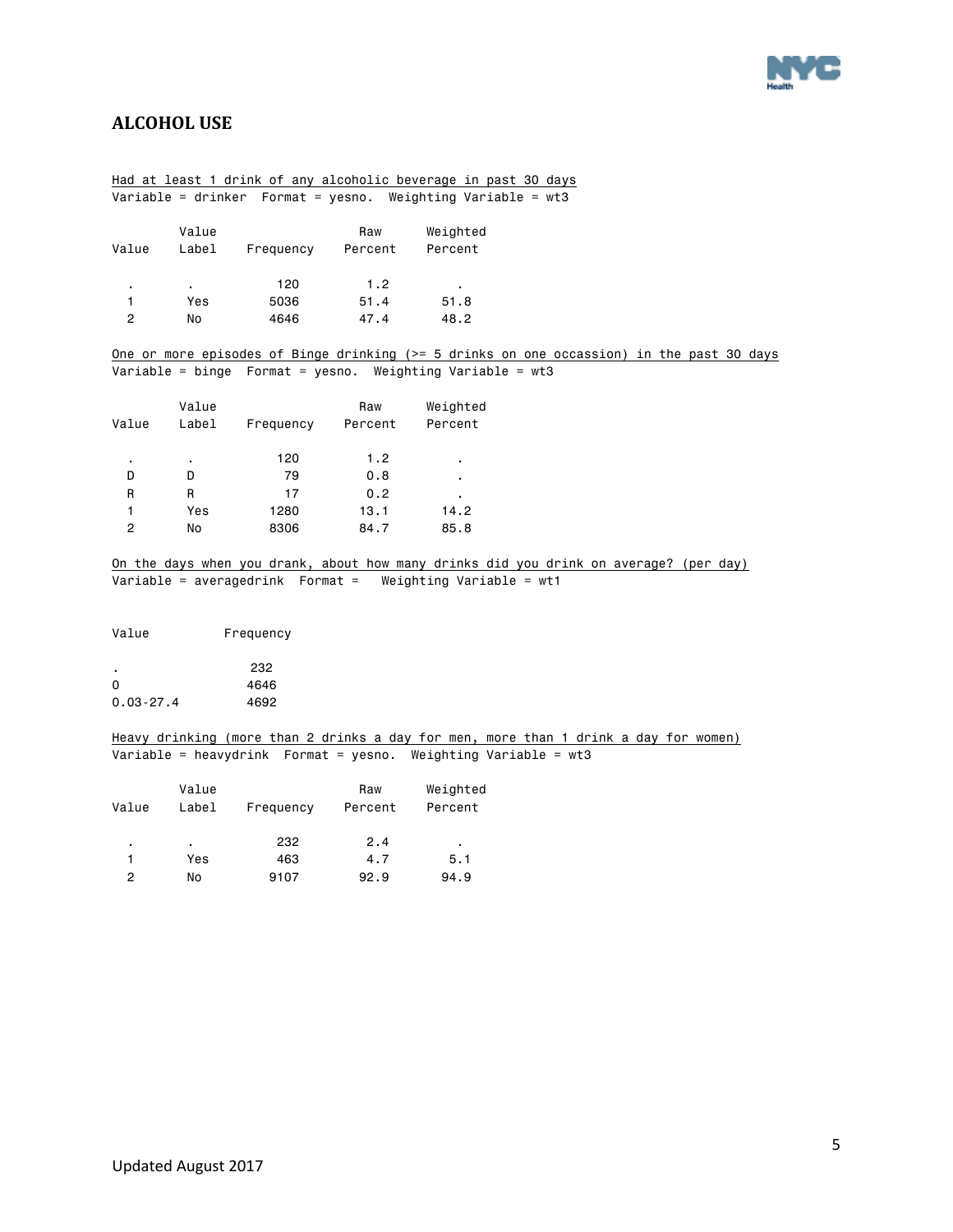## ALCOHOL USE

Had at least 1 drink of any alcoholic beverage in past 30 days
Variable = drinker Format = yesno. Weighting Variable = wt3

| Value | Value Label | Frequency | Raw Percent | Weighted Percent |
|---|---|---|---|---|
| . | . | 120 | 1.2 | . |
| 1 | Yes | 5036 | 51.4 | 51.8 |
| 2 | No | 4646 | 47.4 | 48.2 |

One or more episodes of Binge drinking (>= 5 drinks on one occassion) in the past 30 days
Variable = binge Format = yesno. Weighting Variable = wt3

| Value | Value Label | Frequency | Raw Percent | Weighted Percent |
|---|---|---|---|---|
| . | . | 120 | 1.2 | . |
| D | D | 79 | 0.8 | . |
| R | R | 17 | 0.2 | . |
| 1 | Yes | 1280 | 13.1 | 14.2 |
| 2 | No | 8306 | 84.7 | 85.8 |

On the days when you drank, about how many drinks did you drink on average? (per day)
Variable = averagedrink Format = Weighting Variable = wt1

| Value | Frequency |
|---|---|
| . | 232 |
| 0 | 4646 |
| 0.03-27.4 | 4692 |

Heavy drinking (more than 2 drinks a day for men, more than 1 drink a day for women)
Variable = heavydrink Format = yesno. Weighting Variable = wt3

| Value | Value Label | Frequency | Raw Percent | Weighted Percent |
|---|---|---|---|---|
| . | . | 232 | 2.4 | . |
| 1 | Yes | 463 | 4.7 | 5.1 |
| 2 | No | 9107 | 92.9 | 94.9 |

Updated August 2017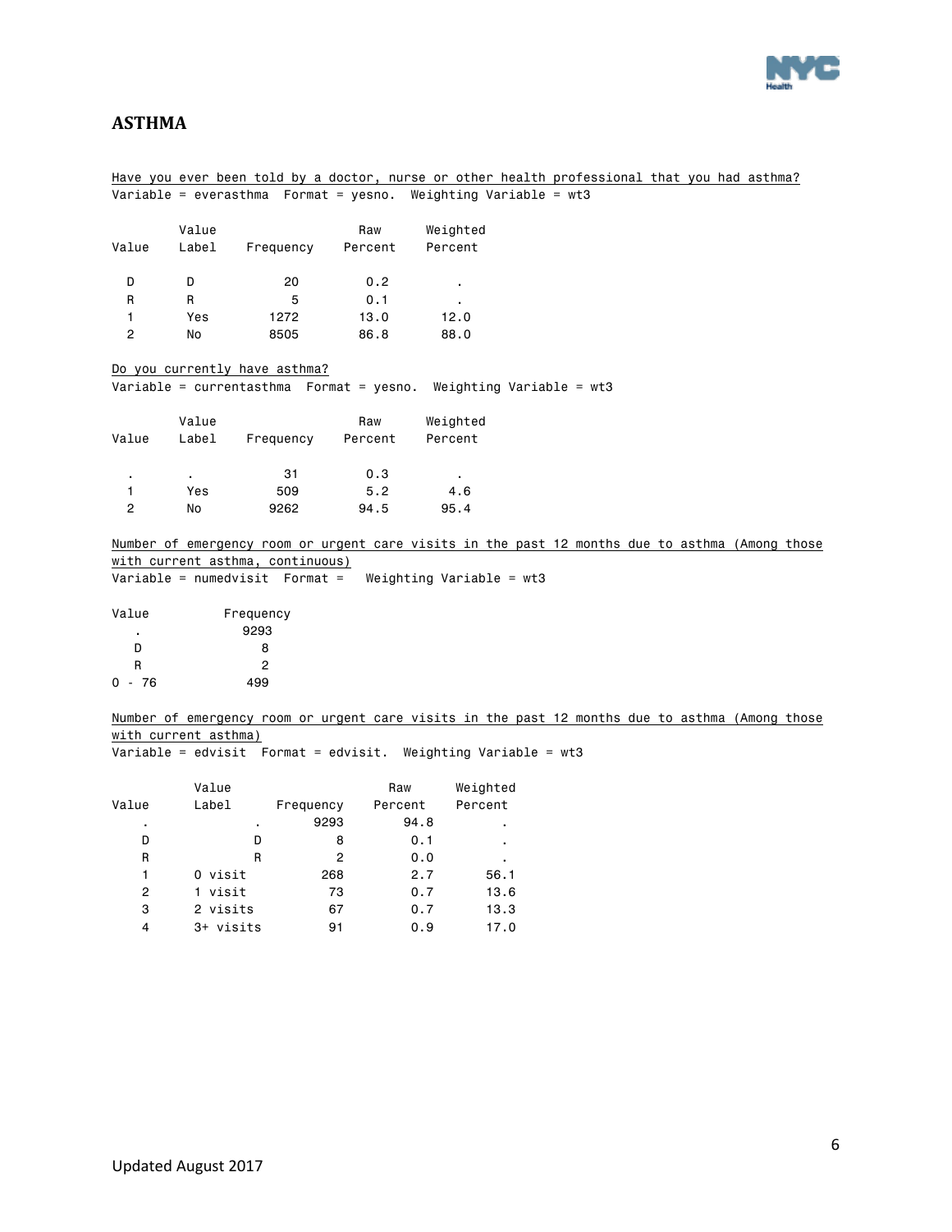## ASTHMA

Have you ever been told by a doctor, nurse or other health professional that you had asthma?

Variable = everasthma  Format = yesno.  Weighting Variable = wt3

| Value | Value Label | Frequency | Raw Percent | Weighted Percent |
|---|---|---|---|---|
| D | D | 20 | 0.2 | . |
| R | R | 5 | 0.1 | . |
| 1 | Yes | 1272 | 13.0 | 12.0 |
| 2 | No | 8505 | 86.8 | 88.0 |

Do you currently have asthma?

Variable = currentasthma  Format = yesno.  Weighting Variable = wt3

| Value | Value Label | Frequency | Raw Percent | Weighted Percent |
|---|---|---|---|---|
| . | . | 31 | 0.3 | . |
| 1 | Yes | 509 | 5.2 | 4.6 |
| 2 | No | 9262 | 94.5 | 95.4 |

Number of emergency room or urgent care visits in the past 12 months due to asthma (Among those with current asthma, continuous)

Variable = numedvisit  Format =   Weighting Variable = wt3

| Value | Frequency |
|---|---|
| . | 9293 |
| D | 8 |
| R | 2 |
| 0 - 76 | 499 |

Number of emergency room or urgent care visits in the past 12 months due to asthma (Among those with current asthma)

Variable = edvisit  Format = edvisit.  Weighting Variable = wt3

| Value | Value Label | Frequency | Raw Percent | Weighted Percent |
|---|---|---|---|---|
| . | . | 9293 | 94.8 | . |
| D | D | 8 | 0.1 | . |
| R | R | 2 | 0.0 | . |
| 1 | 0 visit | 268 | 2.7 | 56.1 |
| 2 | 1 visit | 73 | 0.7 | 13.6 |
| 3 | 2 visits | 67 | 0.7 | 13.3 |
| 4 | 3+ visits | 91 | 0.9 | 17.0 |

Updated August 2017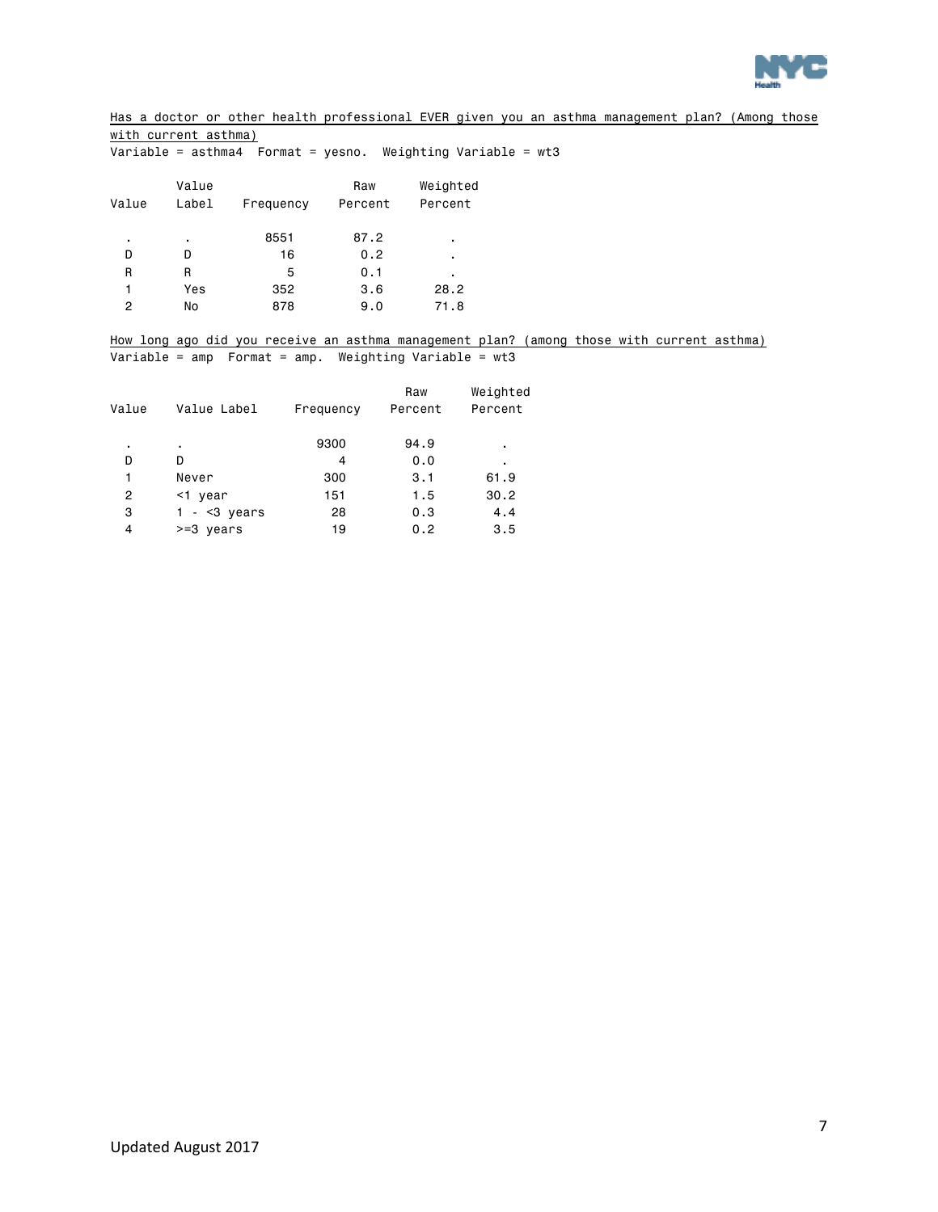Has a doctor or other health professional EVER given you an asthma management plan? (Among those with current asthma)

Variable = asthma4 Format = yesno. Weighting Variable = wt3

| Value | Value Label | Frequency | Raw Percent | Weighted Percent |
|---|---|---|---|---|
| . | . | 8551 | 87.2 | . |
| D | D | 16 | 0.2 | . |
| R | R | 5 | 0.1 | . |
| 1 | Yes | 352 | 3.6 | 28.2 |
| 2 | No | 878 | 9.0 | 71.8 |

How long ago did you receive an asthma management plan? (among those with current asthma)

Variable = amp Format = amp. Weighting Variable = wt3

| Value | Value Label | Frequency | Raw Percent | Weighted Percent |
|---|---|---|---|---|
| . | . | 9300 | 94.9 | . |
| D | D | 4 | 0.0 | . |
| 1 | Never | 300 | 3.1 | 61.9 |
| 2 | <1 year | 151 | 1.5 | 30.2 |
| 3 | 1 - <3 years | 28 | 0.3 | 4.4 |
| 4 | >=3 years | 19 | 0.2 | 3.5 |

Updated August 2017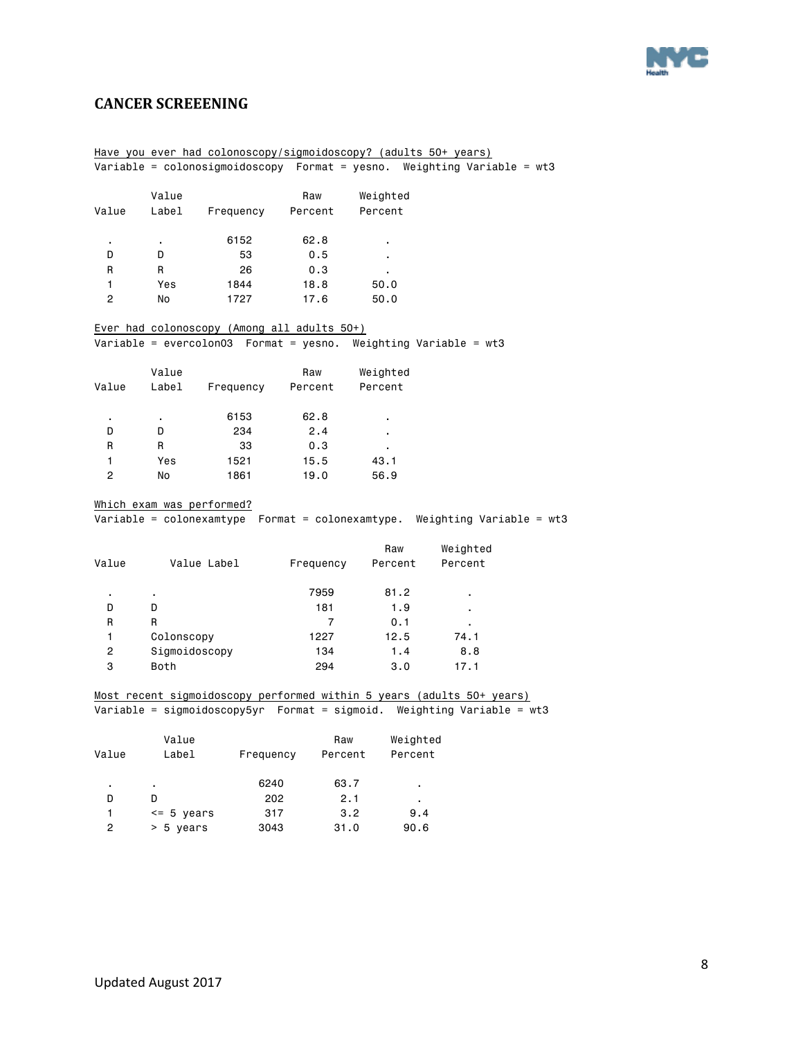## CANCER SCREEENING

Have you ever had colonoscopy/sigmoidoscopy? (adults 50+ years)
Variable = colonosigmoidoscopy Format = yesno. Weighting Variable = wt3

| Value | Value Label | Frequency | Raw Percent | Weighted Percent |
|---|---|---|---|---|
| . | . | 6152 | 62.8 | . |
| D | D | 53 | 0.5 | . |
| R | R | 26 | 0.3 | . |
| 1 | Yes | 1844 | 18.8 | 50.0 |
| 2 | No | 1727 | 17.6 | 50.0 |

Ever had colonoscopy (Among all adults 50+)
Variable = evercolon03 Format = yesno. Weighting Variable = wt3

| Value | Value Label | Frequency | Raw Percent | Weighted Percent |
|---|---|---|---|---|
| . | . | 6153 | 62.8 | . |
| D | D | 234 | 2.4 | . |
| R | R | 33 | 0.3 | . |
| 1 | Yes | 1521 | 15.5 | 43.1 |
| 2 | No | 1861 | 19.0 | 56.9 |

Which exam was performed?
Variable = colonexamtype Format = colonexamtype. Weighting Variable = wt3

| Value | Value Label | Frequency | Raw Percent | Weighted Percent |
|---|---|---|---|---|
| . | . | 7959 | 81.2 | . |
| D | D | 181 | 1.9 | . |
| R | R | 7 | 0.1 | . |
| 1 | Colonscopy | 1227 | 12.5 | 74.1 |
| 2 | Sigmoidoscopy | 134 | 1.4 | 8.8 |
| 3 | Both | 294 | 3.0 | 17.1 |

Most recent sigmoidoscopy performed within 5 years (adults 50+ years)
Variable = sigmoidoscopy5yr Format = sigmoid. Weighting Variable = wt3

| Value | Value Label | Frequency | Raw Percent | Weighted Percent |
|---|---|---|---|---|
| . | . | 6240 | 63.7 | . |
| D | D | 202 | 2.1 | . |
| 1 | <= 5 years | 317 | 3.2 | 9.4 |
| 2 | > 5 years | 3043 | 31.0 | 90.6 |

Updated August 2017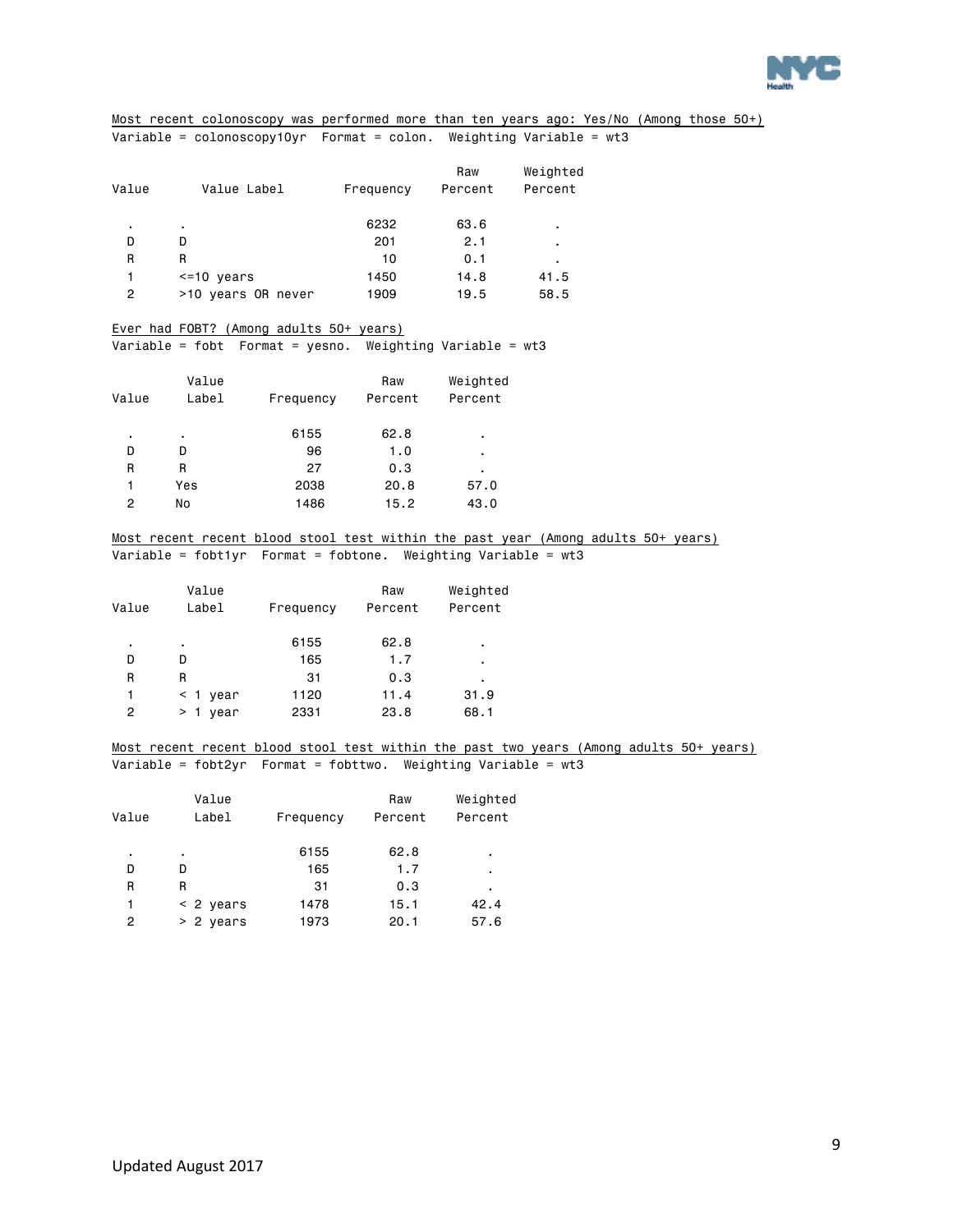Most recent colonoscopy was performed more than ten years ago: Yes/No (Among those 50+)

Variable = colonoscopy10yr  Format = colon.  Weighting Variable = wt3

| Value | Value Label | Frequency | Raw Percent | Weighted Percent |
|---|---|---|---|---|
| . | . | 6232 | 63.6 | . |
| D | D | 201 | 2.1 | . |
| R | R | 10 | 0.1 | . |
| 1 | <=10 years | 1450 | 14.8 | 41.5 |
| 2 | >10 years OR never | 1909 | 19.5 | 58.5 |

Ever had FOBT? (Among adults 50+ years)

Variable = fobt  Format = yesno.  Weighting Variable = wt3

| Value | Value Label | Frequency | Raw Percent | Weighted Percent |
|---|---|---|---|---|
| . | . | 6155 | 62.8 | . |
| D | D | 96 | 1.0 | . |
| R | R | 27 | 0.3 | . |
| 1 | Yes | 2038 | 20.8 | 57.0 |
| 2 | No | 1486 | 15.2 | 43.0 |

Most recent recent blood stool test within the past year (Among adults 50+ years)

Variable = fobt1yr  Format = fobtone.  Weighting Variable = wt3

| Value | Value Label | Frequency | Raw Percent | Weighted Percent |
|---|---|---|---|---|
| . | . | 6155 | 62.8 | . |
| D | D | 165 | 1.7 | . |
| R | R | 31 | 0.3 | . |
| 1 | < 1 year | 1120 | 11.4 | 31.9 |
| 2 | > 1 year | 2331 | 23.8 | 68.1 |

Most recent recent blood stool test within the past two years (Among adults 50+ years)

Variable = fobt2yr  Format = fobttwo.  Weighting Variable = wt3

| Value | Value Label | Frequency | Raw Percent | Weighted Percent |
|---|---|---|---|---|
| . | . | 6155 | 62.8 | . |
| D | D | 165 | 1.7 | . |
| R | R | 31 | 0.3 | . |
| 1 | < 2 years | 1478 | 15.1 | 42.4 |
| 2 | > 2 years | 1973 | 20.1 | 57.6 |

Updated August 2017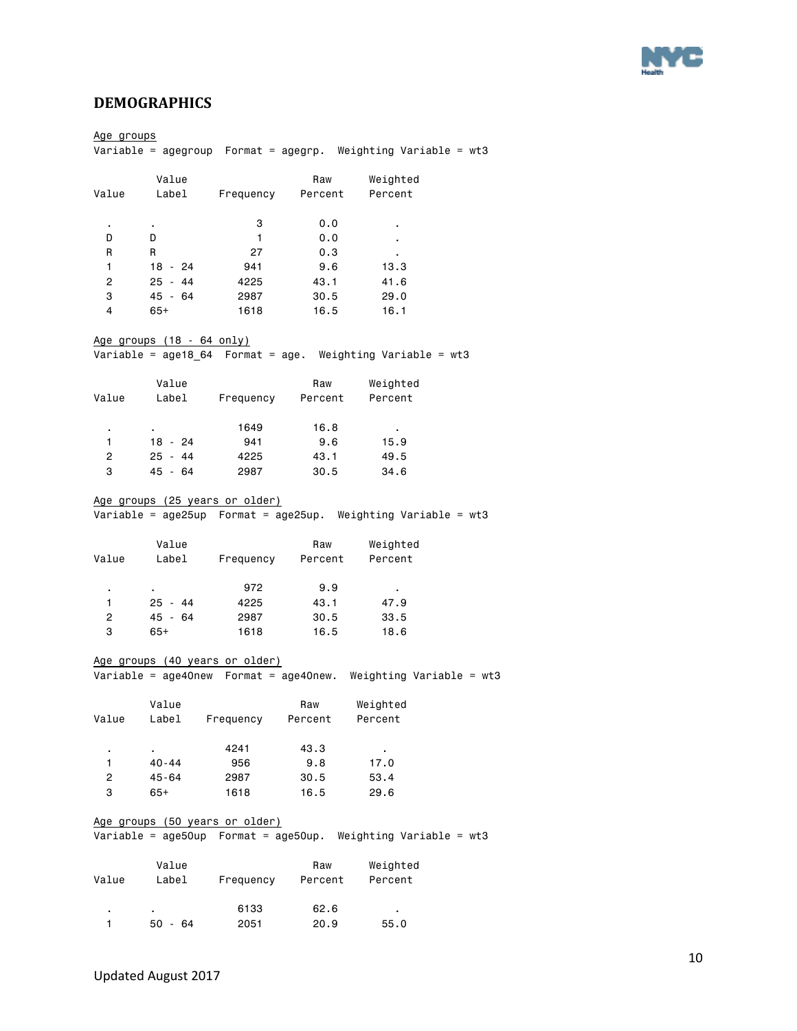## DEMOGRAPHICS

Age groups

Variable = agegroup  Format = agegrp.  Weighting Variable = wt3

| Value | Value Label | Frequency | Raw Percent | Weighted Percent |
|---|---|---|---|---|
| . | . | 3 | 0.0 | . |
| D | D | 1 | 0.0 | . |
| R | R | 27 | 0.3 | . |
| 1 | 18 - 24 | 941 | 9.6 | 13.3 |
| 2 | 25 - 44 | 4225 | 43.1 | 41.6 |
| 3 | 45 - 64 | 2987 | 30.5 | 29.0 |
| 4 | 65+ | 1618 | 16.5 | 16.1 |

Age groups (18 - 64 only)

Variable = age18_64  Format = age.  Weighting Variable = wt3

| Value | Value Label | Frequency | Raw Percent | Weighted Percent |
|---|---|---|---|---|
| . | . | 1649 | 16.8 | . |
| 1 | 18 - 24 | 941 | 9.6 | 15.9 |
| 2 | 25 - 44 | 4225 | 43.1 | 49.5 |
| 3 | 45 - 64 | 2987 | 30.5 | 34.6 |

Age groups (25 years or older)

Variable = age25up  Format = age25up.  Weighting Variable = wt3

| Value | Value Label | Frequency | Raw Percent | Weighted Percent |
|---|---|---|---|---|
| . | . | 972 | 9.9 | . |
| 1 | 25 - 44 | 4225 | 43.1 | 47.9 |
| 2 | 45 - 64 | 2987 | 30.5 | 33.5 |
| 3 | 65+ | 1618 | 16.5 | 18.6 |

Age groups (40 years or older)

Variable = age40new  Format = age40new.  Weighting Variable = wt3

| Value | Value Label | Frequency | Raw Percent | Weighted Percent |
|---|---|---|---|---|
| . | . | 4241 | 43.3 | . |
| 1 | 40-44 | 956 | 9.8 | 17.0 |
| 2 | 45-64 | 2987 | 30.5 | 53.4 |
| 3 | 65+ | 1618 | 16.5 | 29.6 |

Age groups (50 years or older)

Variable = age50up  Format = age50up.  Weighting Variable = wt3

| Value | Value Label | Frequency | Raw Percent | Weighted Percent |
|---|---|---|---|---|
| . | . | 6133 | 62.6 | . |
| 1 | 50 - 64 | 2051 | 20.9 | 55.0 |

Updated August 2017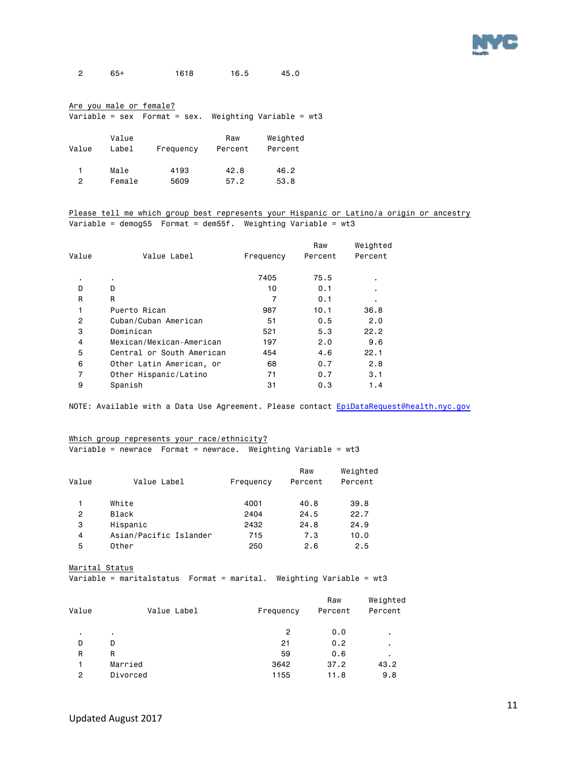| Value | Value Label | Frequency | Raw Percent | Weighted Percent |
|---|---|---|---|---|
| 2 | 65+ | 1618 | 16.5 | 45.0 |

Are you male or female?
Variable = sex Format = sex. Weighting Variable = wt3

| Value | Value Label | Frequency | Raw Percent | Weighted Percent |
|---|---|---|---|---|
| 1 | Male | 4193 | 42.8 | 46.2 |
| 2 | Female | 5609 | 57.2 | 53.8 |

Please tell me which group best represents your Hispanic or Latino/a origin or ancestry
Variable = demog55 Format = dem55f. Weighting Variable = wt3

| Value | Value Label | Frequency | Raw Percent | Weighted Percent |
|---|---|---|---|---|
| . | . | 7405 | 75.5 | . |
| D | D | 10 | 0.1 | . |
| R | R | 7 | 0.1 | . |
| 1 | Puerto Rican | 987 | 10.1 | 36.8 |
| 2 | Cuban/Cuban American | 51 | 0.5 | 2.0 |
| 3 | Dominican | 521 | 5.3 | 22.2 |
| 4 | Mexican/Mexican-American | 197 | 2.0 | 9.6 |
| 5 | Central or South American | 454 | 4.6 | 22.1 |
| 6 | Other Latin American, or | 68 | 0.7 | 2.8 |
| 7 | Other Hispanic/Latino | 71 | 0.7 | 3.1 |
| 9 | Spanish | 31 | 0.3 | 1.4 |

NOTE: Available with a Data Use Agreement. Please contact EpiDataRequest@health.nyc.gov

Which group represents your race/ethnicity?
Variable = newrace Format = newrace. Weighting Variable = wt3

| Value | Value Label | Frequency | Raw Percent | Weighted Percent |
|---|---|---|---|---|
| 1 | White | 4001 | 40.8 | 39.8 |
| 2 | Black | 2404 | 24.5 | 22.7 |
| 3 | Hispanic | 2432 | 24.8 | 24.9 |
| 4 | Asian/Pacific Islander | 715 | 7.3 | 10.0 |
| 5 | Other | 250 | 2.6 | 2.5 |

Marital Status
Variable = maritalstatus Format = marital. Weighting Variable = wt3

| Value | Value Label | Frequency | Raw Percent | Weighted Percent |
|---|---|---|---|---|
| . | . | 2 | 0.0 | . |
| D | D | 21 | 0.2 | . |
| R | R | 59 | 0.6 | . |
| 1 | Married | 3642 | 37.2 | 43.2 |
| 2 | Divorced | 1155 | 11.8 | 9.8 |

Updated August 2017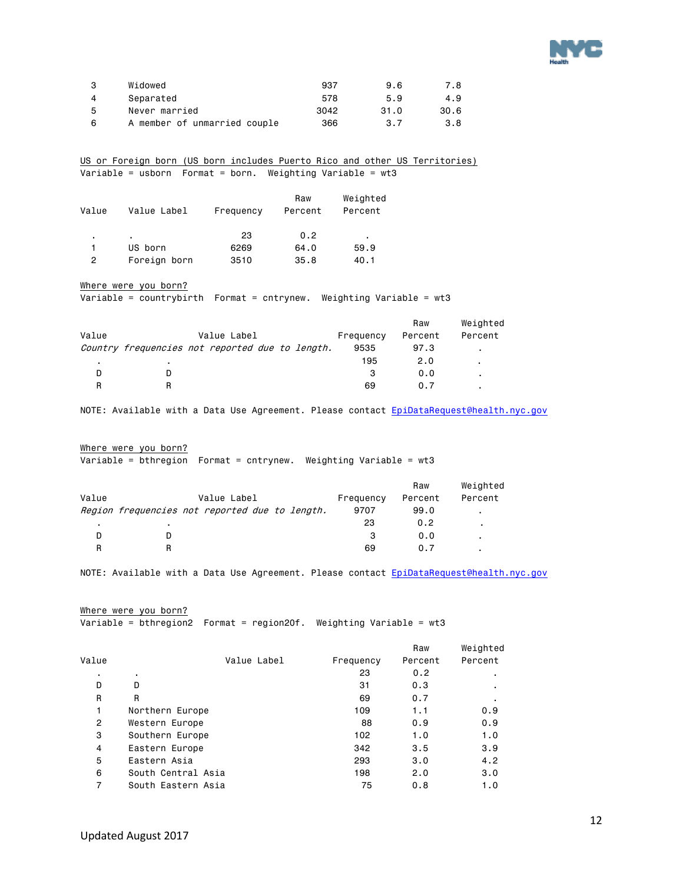| Value | Value Label | Frequency | Raw Percent | Weighted Percent |
|---|---|---|---|---|
| 3 | Widowed | 937 | 9.6 | 7.8 |
| 4 | Separated | 578 | 5.9 | 4.9 |
| 5 | Never married | 3042 | 31.0 | 30.6 |
| 6 | A member of unmarried couple | 366 | 3.7 | 3.8 |

US or Foreign born (US born includes Puerto Rico and other US Territories)
Variable = usborn Format = born. Weighting Variable = wt3

| Value | Value Label | Frequency | Raw Percent | Weighted Percent |
|---|---|---|---|---|
| . | . | 23 | 0.2 | . |
| 1 | US born | 6269 | 64.0 | 59.9 |
| 2 | Foreign born | 3510 | 35.8 | 40.1 |

Where were you born?
Variable = countrybirth Format = cntrynew. Weighting Variable = wt3

| Value | Value Label | Frequency | Raw Percent | Weighted Percent |
|---|---|---|---|---|
| *Country frequencies not reported due to length.* | | 9535 | 97.3 | . |
| . | . | 195 | 2.0 | . |
| D | D | 3 | 0.0 | . |
| R | R | 69 | 0.7 | . |

NOTE: Available with a Data Use Agreement. Please contact EpiDataRequest@health.nyc.gov

Where were you born?
Variable = bthregion Format = cntrynew. Weighting Variable = wt3

| Value | Value Label | Frequency | Raw Percent | Weighted Percent |
|---|---|---|---|---|
| *Region frequencies not reported due to length.* | | 9707 | 99.0 | . |
| . | . | 23 | 0.2 | . |
| D | D | 3 | 0.0 | . |
| R | R | 69 | 0.7 | . |

NOTE: Available with a Data Use Agreement. Please contact EpiDataRequest@health.nyc.gov

Where were you born?
Variable = bthregion2 Format = region20f. Weighting Variable = wt3

| Value | Value Label | Frequency | Raw Percent | Weighted Percent |
|---|---|---|---|---|
| . | . | 23 | 0.2 | . |
| D | D | 31 | 0.3 | . |
| R | R | 69 | 0.7 | . |
| 1 | Northern Europe | 109 | 1.1 | 0.9 |
| 2 | Western Europe | 88 | 0.9 | 0.9 |
| 3 | Southern Europe | 102 | 1.0 | 1.0 |
| 4 | Eastern Europe | 342 | 3.5 | 3.9 |
| 5 | Eastern Asia | 293 | 3.0 | 4.2 |
| 6 | South Central Asia | 198 | 2.0 | 3.0 |
| 7 | South Eastern Asia | 75 | 0.8 | 1.0 |

Updated August 2017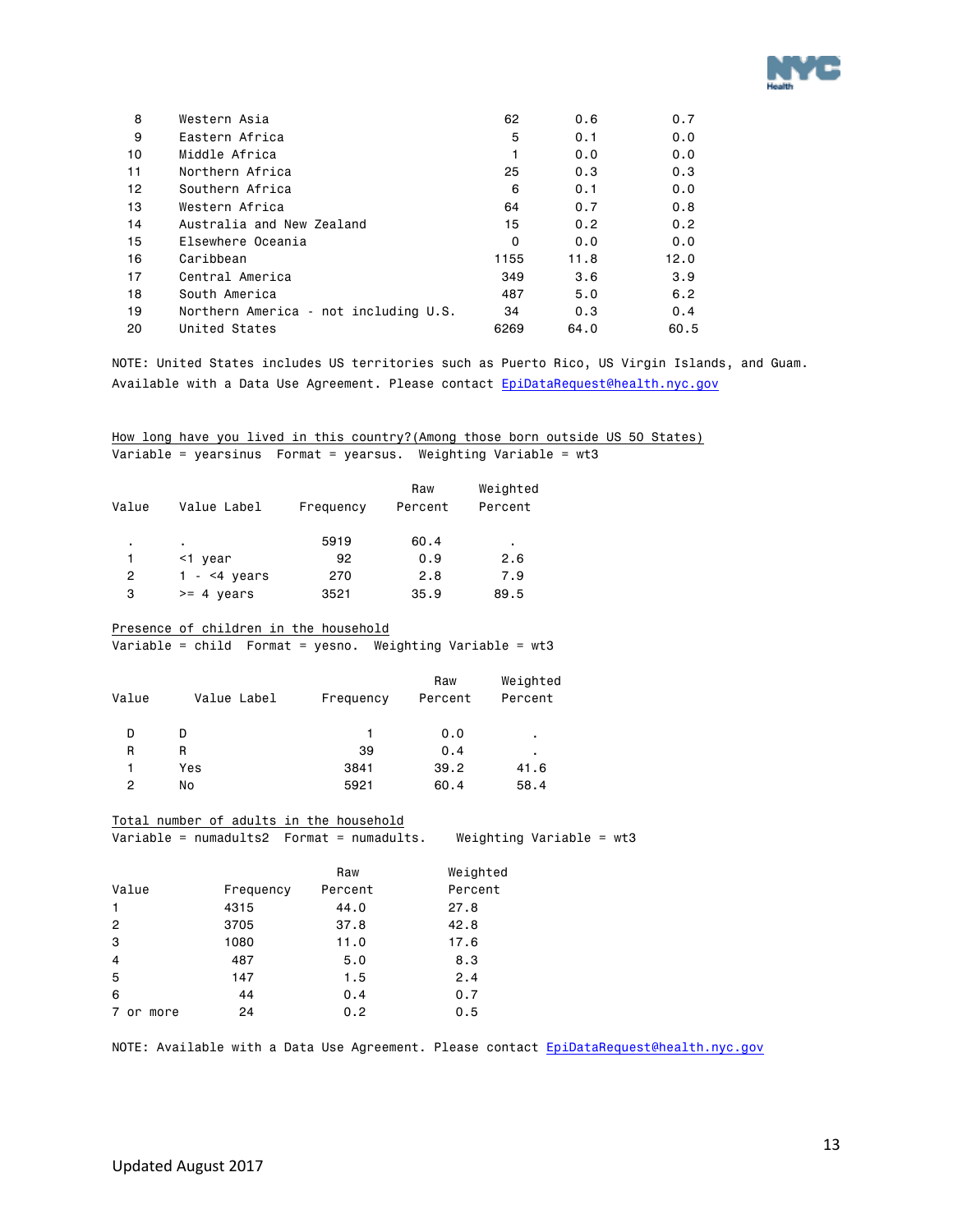| Value | Value Label | Frequency | Raw Percent | Weighted Percent |
|---|---|---|---|---|
| 8 | Western Asia | 62 | 0.6 | 0.7 |
| 9 | Eastern Africa | 5 | 0.1 | 0.0 |
| 10 | Middle Africa | 1 | 0.0 | 0.0 |
| 11 | Northern Africa | 25 | 0.3 | 0.3 |
| 12 | Southern Africa | 6 | 0.1 | 0.0 |
| 13 | Western Africa | 64 | 0.7 | 0.8 |
| 14 | Australia and New Zealand | 15 | 0.2 | 0.2 |
| 15 | Elsewhere Oceania | 0 | 0.0 | 0.0 |
| 16 | Caribbean | 1155 | 11.8 | 12.0 |
| 17 | Central America | 349 | 3.6 | 3.9 |
| 18 | South America | 487 | 5.0 | 6.2 |
| 19 | Northern America - not including U.S. | 34 | 0.3 | 0.4 |
| 20 | United States | 6269 | 64.0 | 60.5 |

NOTE: United States includes US territories such as Puerto Rico, US Virgin Islands, and Guam. Available with a Data Use Agreement. Please contact EpiDataRequest@health.nyc.gov

How long have you lived in this country?(Among those born outside US 50 States)
Variable = yearsinus Format = yearsus. Weighting Variable = wt3

| Value | Value Label | Frequency | Raw Percent | Weighted Percent |
|---|---|---|---|---|
| . | . | 5919 | 60.4 | . |
| 1 | <1 year | 92 | 0.9 | 2.6 |
| 2 | 1 - <4 years | 270 | 2.8 | 7.9 |
| 3 | >= 4 years | 3521 | 35.9 | 89.5 |

Presence of children in the household
Variable = child Format = yesno. Weighting Variable = wt3

| Value | Value Label | Frequency | Raw Percent | Weighted Percent |
|---|---|---|---|---|
| D | D | 1 | 0.0 | . |
| R | R | 39 | 0.4 | . |
| 1 | Yes | 3841 | 39.2 | 41.6 |
| 2 | No | 5921 | 60.4 | 58.4 |

Total number of adults in the household
Variable = numadults2 Format = numadults. Weighting Variable = wt3

| Value | Frequency | Raw Percent | Weighted Percent |
|---|---|---|---|
| 1 | 4315 | 44.0 | 27.8 |
| 2 | 3705 | 37.8 | 42.8 |
| 3 | 1080 | 11.0 | 17.6 |
| 4 | 487 | 5.0 | 8.3 |
| 5 | 147 | 1.5 | 2.4 |
| 6 | 44 | 0.4 | 0.7 |
| 7 or more | 24 | 0.2 | 0.5 |

NOTE: Available with a Data Use Agreement. Please contact EpiDataRequest@health.nyc.gov

Updated August 2017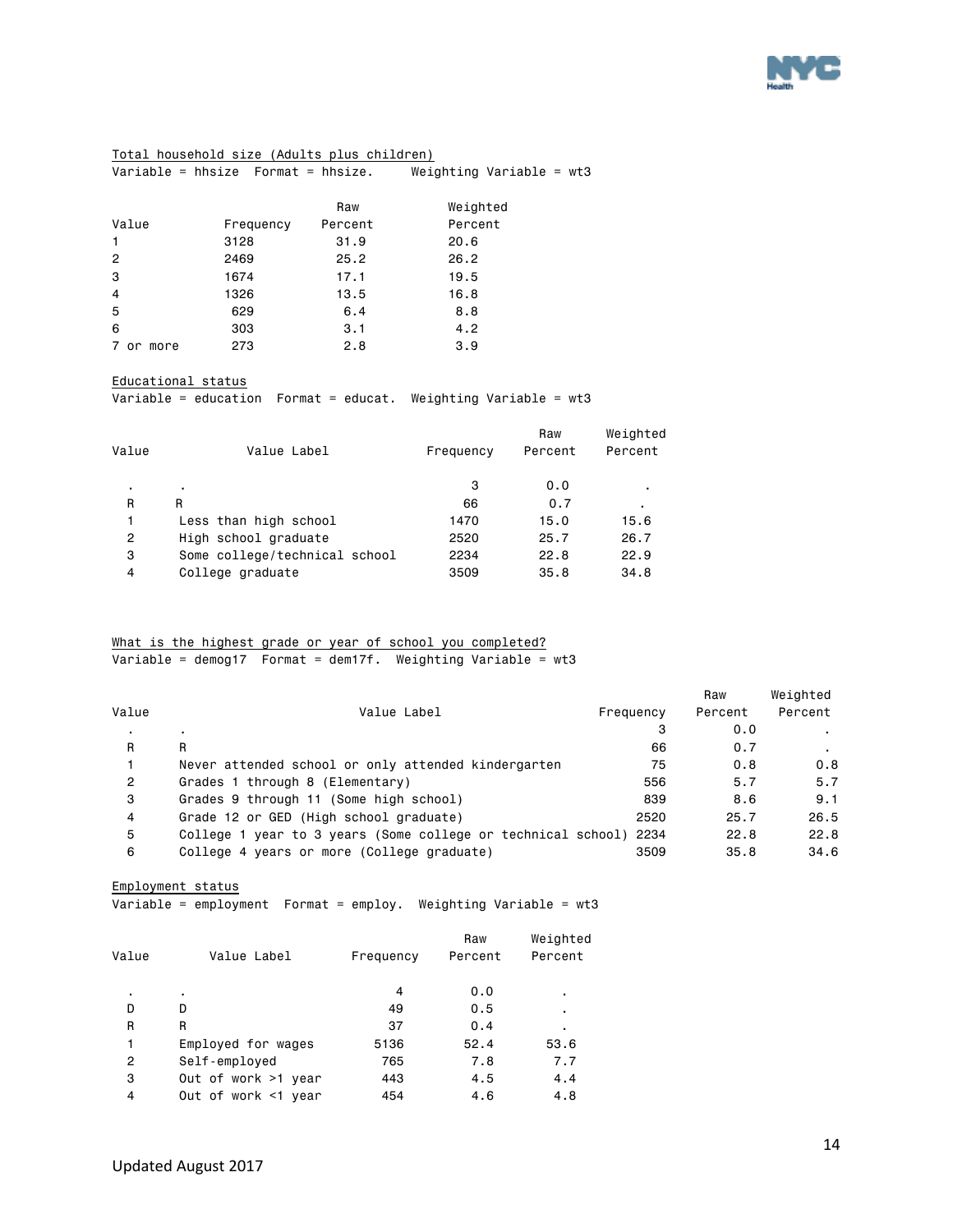Total household size (Adults plus children)

Variable = hhsize Format = hhsize. Weighting Variable = wt3

| Value | Frequency | Raw Percent | Weighted Percent |
|---|---|---|---|
| 1 | 3128 | 31.9 | 20.6 |
| 2 | 2469 | 25.2 | 26.2 |
| 3 | 1674 | 17.1 | 19.5 |
| 4 | 1326 | 13.5 | 16.8 |
| 5 | 629 | 6.4 | 8.8 |
| 6 | 303 | 3.1 | 4.2 |
| 7 or more | 273 | 2.8 | 3.9 |

Educational status

Variable = education Format = educat. Weighting Variable = wt3

| Value | Value Label | Frequency | Raw Percent | Weighted Percent |
|---|---|---|---|---|
| . | . | 3 | 0.0 | . |
| R | R | 66 | 0.7 | . |
| 1 | Less than high school | 1470 | 15.0 | 15.6 |
| 2 | High school graduate | 2520 | 25.7 | 26.7 |
| 3 | Some college/technical school | 2234 | 22.8 | 22.9 |
| 4 | College graduate | 3509 | 35.8 | 34.8 |

What is the highest grade or year of school you completed?

Variable = demog17 Format = dem17f. Weighting Variable = wt3

| Value | Value Label | Frequency | Raw Percent | Weighted Percent |
|---|---|---|---|---|
| . | . | 3 | 0.0 | . |
| R | R | 66 | 0.7 | . |
| 1 | Never attended school or only attended kindergarten | 75 | 0.8 | 0.8 |
| 2 | Grades 1 through 8 (Elementary) | 556 | 5.7 | 5.7 |
| 3 | Grades 9 through 11 (Some high school) | 839 | 8.6 | 9.1 |
| 4 | Grade 12 or GED (High school graduate) | 2520 | 25.7 | 26.5 |
| 5 | College 1 year to 3 years (Some college or technical school) | 2234 | 22.8 | 22.8 |
| 6 | College 4 years or more (College graduate) | 3509 | 35.8 | 34.6 |

Employment status

Variable = employment Format = employ. Weighting Variable = wt3

| Value | Value Label | Frequency | Raw Percent | Weighted Percent |
|---|---|---|---|---|
| . | . | 4 | 0.0 | . |
| D | D | 49 | 0.5 | . |
| R | R | 37 | 0.4 | . |
| 1 | Employed for wages | 5136 | 52.4 | 53.6 |
| 2 | Self-employed | 765 | 7.8 | 7.7 |
| 3 | Out of work >1 year | 443 | 4.5 | 4.4 |
| 4 | Out of work <1 year | 454 | 4.6 | 4.8 |

Updated August 2017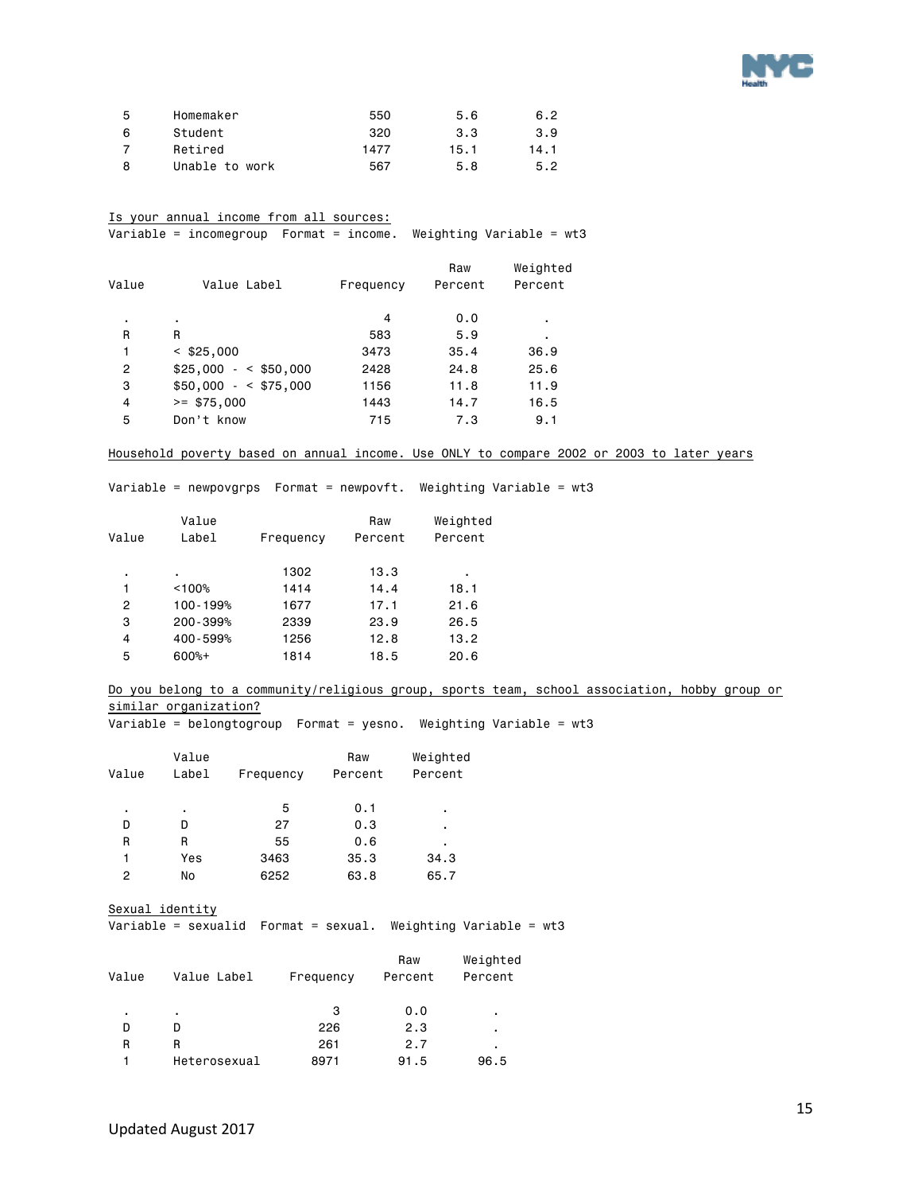| Value | Value Label | Frequency | Raw Percent | Weighted Percent |
|---|---|---|---|---|
| 5 | Homemaker | 550 | 5.6 | 6.2 |
| 6 | Student | 320 | 3.3 | 3.9 |
| 7 | Retired | 1477 | 15.1 | 14.1 |
| 8 | Unable to work | 567 | 5.8 | 5.2 |

Is your annual income from all sources:

Variable = incomegroup Format = income. Weighting Variable = wt3

| Value | Value Label | Frequency | Raw Percent | Weighted Percent |
|---|---|---|---|---|
| . | . | 4 | 0.0 | . |
| R | R | 583 | 5.9 | . |
| 1 | < $25,000 | 3473 | 35.4 | 36.9 |
| 2 | $25,000 - < $50,000 | 2428 | 24.8 | 25.6 |
| 3 | $50,000 - < $75,000 | 1156 | 11.8 | 11.9 |
| 4 | >= $75,000 | 1443 | 14.7 | 16.5 |
| 5 | Don't know | 715 | 7.3 | 9.1 |

Household poverty based on annual income. Use ONLY to compare 2002 or 2003 to later years

Variable = newpovgrps Format = newpovft. Weighting Variable = wt3

| Value | Value Label | Frequency | Raw Percent | Weighted Percent |
|---|---|---|---|---|
| . | . | 1302 | 13.3 | . |
| 1 | <100% | 1414 | 14.4 | 18.1 |
| 2 | 100-199% | 1677 | 17.1 | 21.6 |
| 3 | 200-399% | 2339 | 23.9 | 26.5 |
| 4 | 400-599% | 1256 | 12.8 | 13.2 |
| 5 | 600%+ | 1814 | 18.5 | 20.6 |

Do you belong to a community/religious group, sports team, school association, hobby group or similar organization?

Variable = belongtogroup Format = yesno. Weighting Variable = wt3

| Value | Value Label | Frequency | Raw Percent | Weighted Percent |
|---|---|---|---|---|
| . | . | 5 | 0.1 | . |
| D | D | 27 | 0.3 | . |
| R | R | 55 | 0.6 | . |
| 1 | Yes | 3463 | 35.3 | 34.3 |
| 2 | No | 6252 | 63.8 | 65.7 |

Sexual identity

Variable = sexualid Format = sexual. Weighting Variable = wt3

| Value | Value Label | Frequency | Raw Percent | Weighted Percent |
|---|---|---|---|---|
| . | . | 3 | 0.0 | . |
| D | D | 226 | 2.3 | . |
| R | R | 261 | 2.7 | . |
| 1 | Heterosexual | 8971 | 91.5 | 96.5 |

Updated August 2017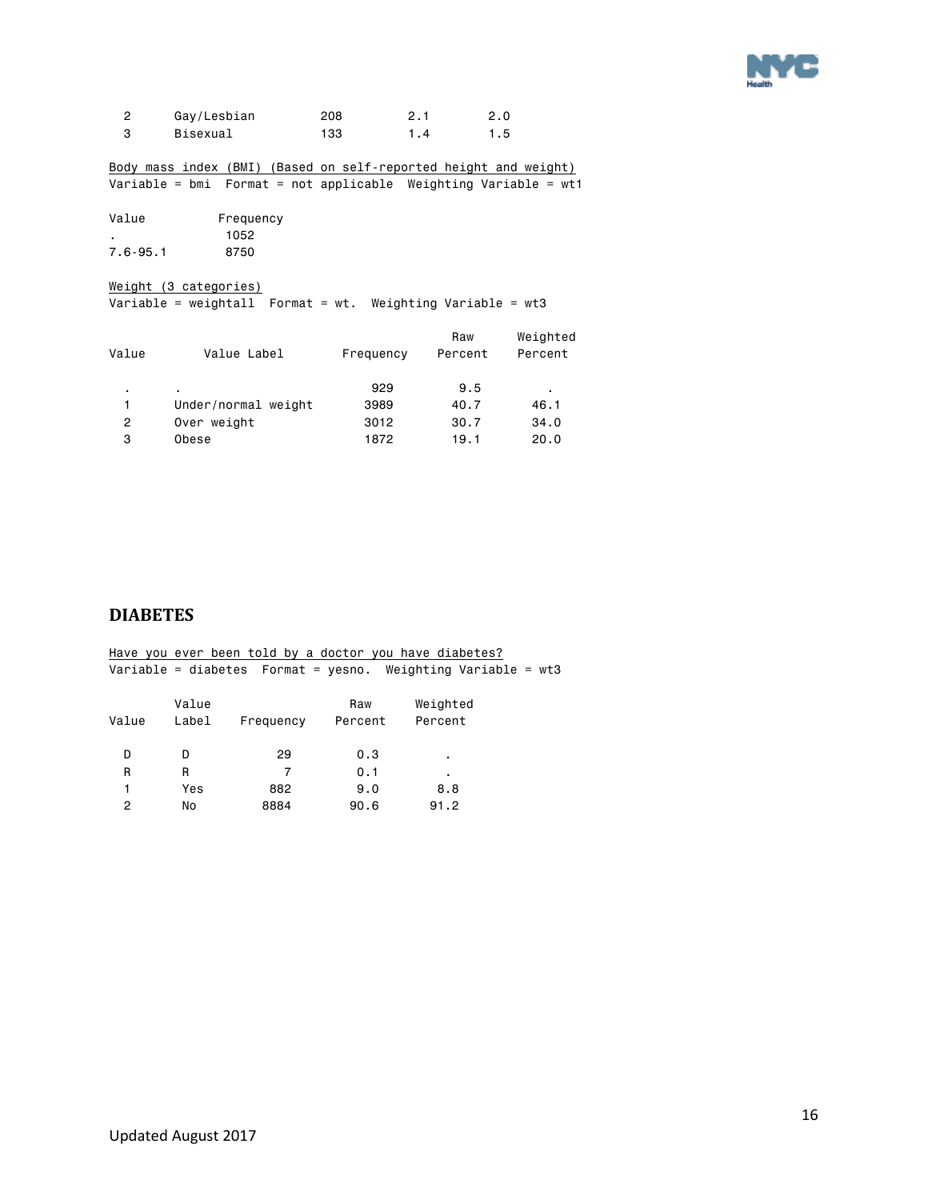| Value | Value Label | Frequency | Raw Percent | Weighted Percent |
|---|---|---|---|---|
| 2 | Gay/Lesbian | 208 | 2.1 | 2.0 |
| 3 | Bisexual | 133 | 1.4 | 1.5 |

Body mass index (BMI) (Based on self-reported height and weight)
Variable = bmi  Format = not applicable  Weighting Variable = wt1

| Value | Frequency |
|---|---|
| . | 1052 |
| 7.6-95.1 | 8750 |

Weight (3 categories)
Variable = weightall  Format = wt.  Weighting Variable = wt3

| Value | Value Label | Frequency | Raw Percent | Weighted Percent |
|---|---|---|---|---|
| . | . | 929 | 9.5 | . |
| 1 | Under/normal weight | 3989 | 40.7 | 46.1 |
| 2 | Over weight | 3012 | 30.7 | 34.0 |
| 3 | Obese | 1872 | 19.1 | 20.0 |

## DIABETES

Have you ever been told by a doctor you have diabetes?
Variable = diabetes  Format = yesno.  Weighting Variable = wt3

| Value | Value Label | Frequency | Raw Percent | Weighted Percent |
|---|---|---|---|---|
| D | D | 29 | 0.3 | . |
| R | R | 7 | 0.1 | . |
| 1 | Yes | 882 | 9.0 | 8.8 |
| 2 | No | 8884 | 90.6 | 91.2 |

Updated August 2017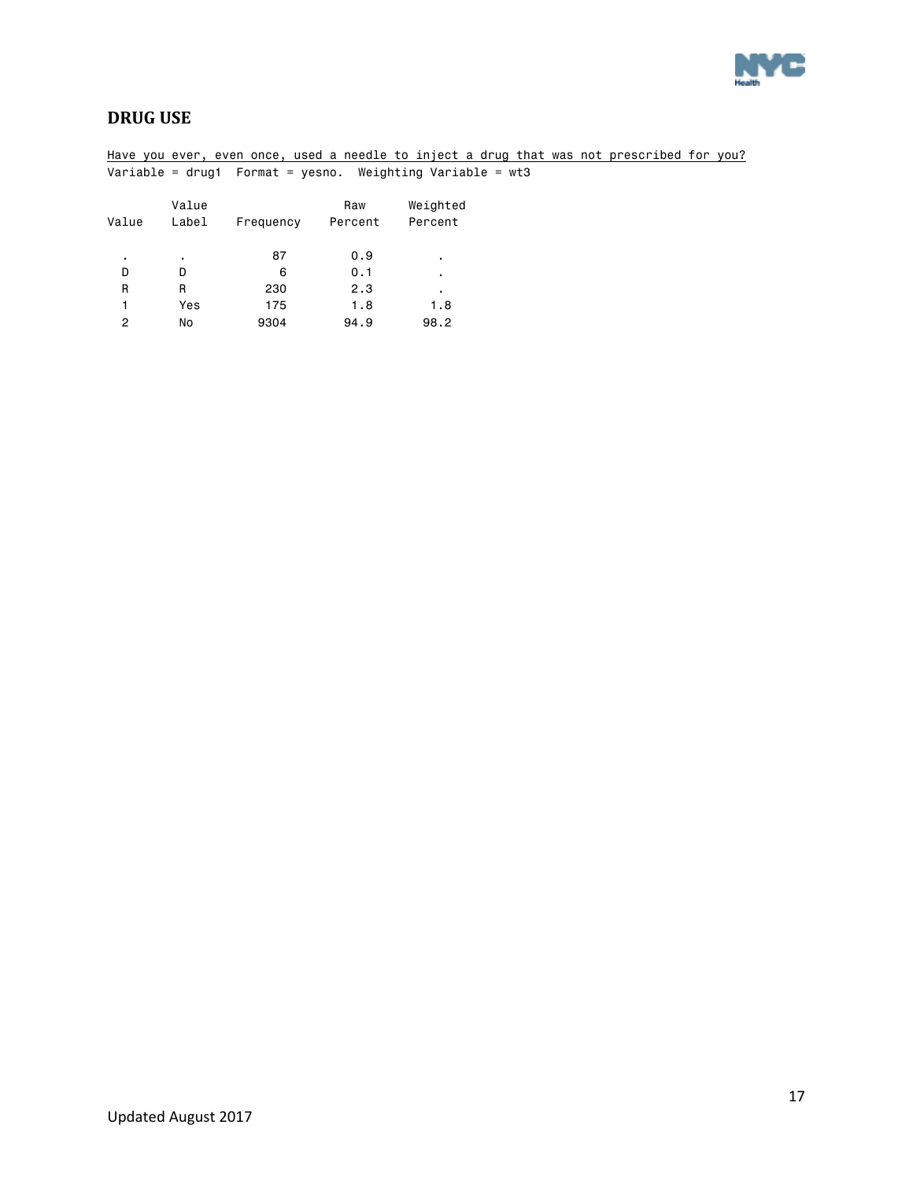## DRUG USE

Have you ever, even once, used a needle to inject a drug that was not prescribed for you?
Variable = drug1  Format = yesno.  Weighting Variable = wt3

| Value | Value Label | Frequency | Raw Percent | Weighted Percent |
|---|---|---|---|---|
| . | . | 87 | 0.9 | . |
| D | D | 6 | 0.1 | . |
| R | R | 230 | 2.3 | . |
| 1 | Yes | 175 | 1.8 | 1.8 |
| 2 | No | 9304 | 94.9 | 98.2 |

Updated August 2017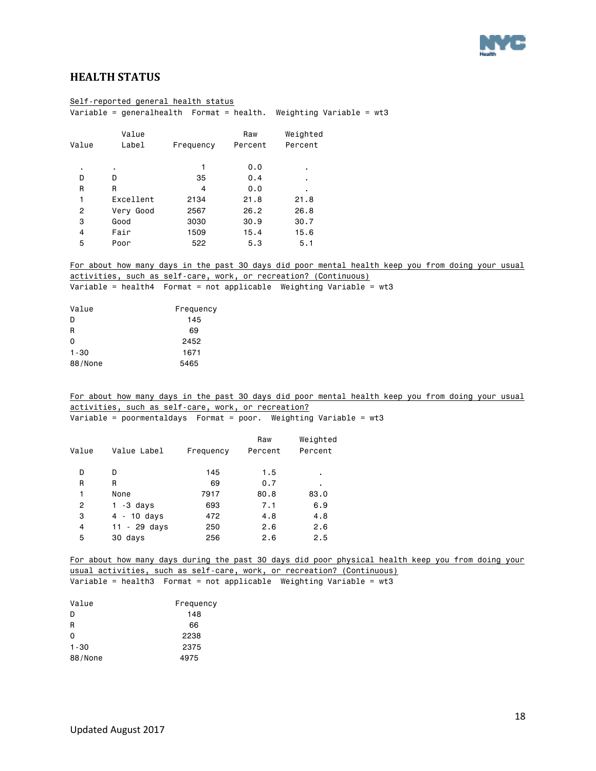## HEALTH STATUS

Self-reported general health status
Variable = generalhealth Format = health. Weighting Variable = wt3

| Value | Value Label | Frequency | Raw Percent | Weighted Percent |
|---|---|---|---|---|
| . | . | 1 | 0.0 | . |
| D | D | 35 | 0.4 | . |
| R | R | 4 | 0.0 | . |
| 1 | Excellent | 2134 | 21.8 | 21.8 |
| 2 | Very Good | 2567 | 26.2 | 26.8 |
| 3 | Good | 3030 | 30.9 | 30.7 |
| 4 | Fair | 1509 | 15.4 | 15.6 |
| 5 | Poor | 522 | 5.3 | 5.1 |

For about how many days in the past 30 days did poor mental health keep you from doing your usual activities, such as self-care, work, or recreation? (Continuous)
Variable = health4 Format = not applicable Weighting Variable = wt3

| Value | Frequency |
|---|---|
| D | 145 |
| R | 69 |
| 0 | 2452 |
| 1-30 | 1671 |
| 88/None | 5465 |

For about how many days in the past 30 days did poor mental health keep you from doing your usual activities, such as self-care, work, or recreation?
Variable = poormentaldays Format = poor. Weighting Variable = wt3

| Value | Value Label | Frequency | Raw Percent | Weighted Percent |
|---|---|---|---|---|
| D | D | 145 | 1.5 | . |
| R | R | 69 | 0.7 | . |
| 1 | None | 7917 | 80.8 | 83.0 |
| 2 | 1 -3 days | 693 | 7.1 | 6.9 |
| 3 | 4 - 10 days | 472 | 4.8 | 4.8 |
| 4 | 11 - 29 days | 250 | 2.6 | 2.6 |
| 5 | 30 days | 256 | 2.6 | 2.5 |

For about how many days during the past 30 days did poor physical health keep you from doing your usual activities, such as self-care, work, or recreation? (Continuous)
Variable = health3 Format = not applicable Weighting Variable = wt3

| Value | Frequency |
|---|---|
| D | 148 |
| R | 66 |
| 0 | 2238 |
| 1-30 | 2375 |
| 88/None | 4975 |

Updated August 2017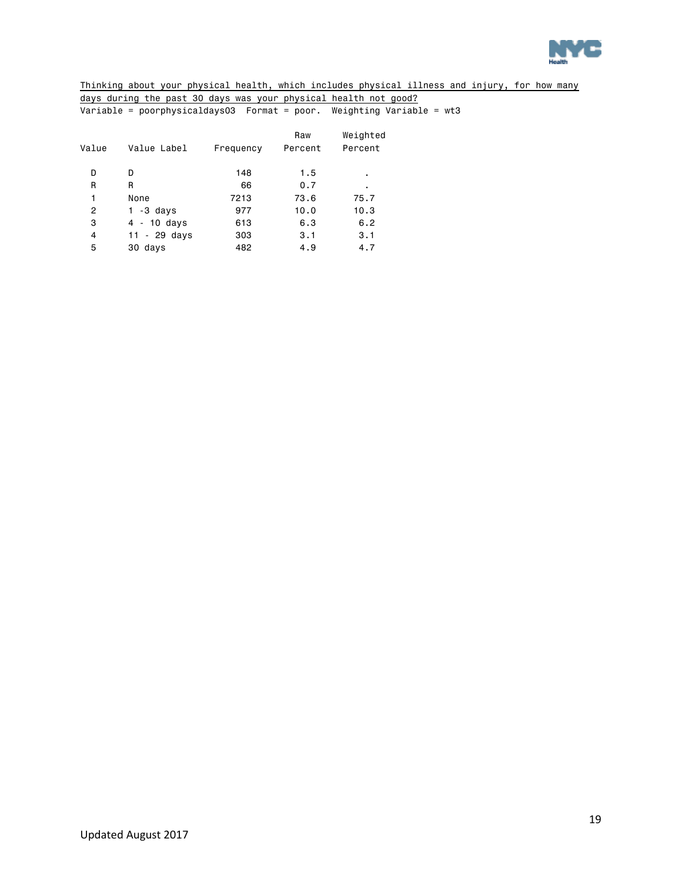Thinking about your physical health, which includes physical illness and injury, for how many days during the past 30 days was your physical health not good?

Variable = poorphysicaldays03  Format = poor.  Weighting Variable = wt3

| Value | Value Label | Frequency | Raw Percent | Weighted Percent |
|---|---|---|---|---|
| D | D | 148 | 1.5 | . |
| R | R | 66 | 0.7 | . |
| 1 | None | 7213 | 73.6 | 75.7 |
| 2 | 1 -3 days | 977 | 10.0 | 10.3 |
| 3 | 4 - 10 days | 613 | 6.3 | 6.2 |
| 4 | 11 - 29 days | 303 | 3.1 | 3.1 |
| 5 | 30 days | 482 | 4.9 | 4.7 |

Updated August 2017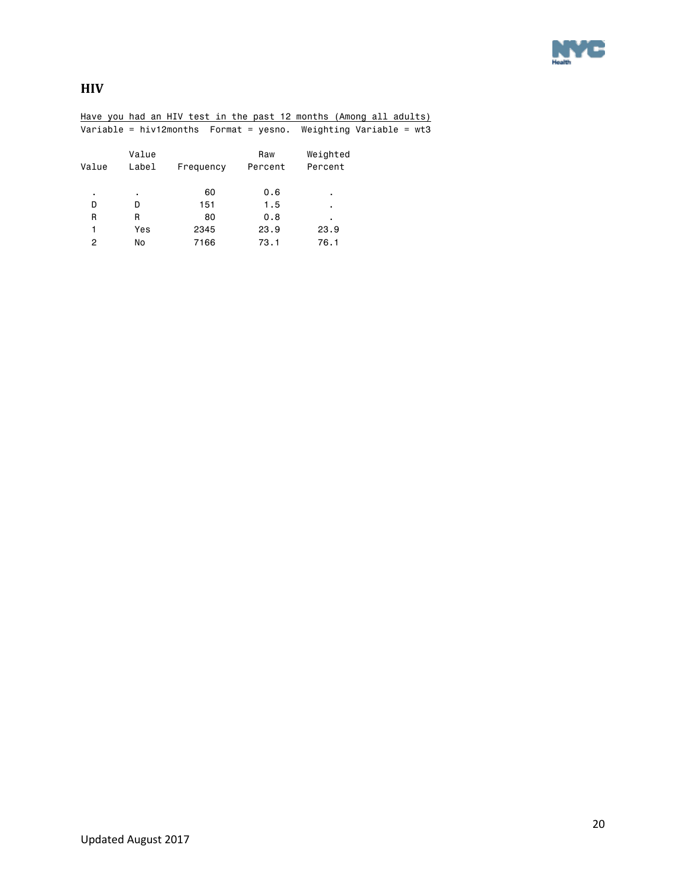## HIV

Have you had an HIV test in the past 12 months (Among all adults)

Variable = hiv12months Format = yesno. Weighting Variable = wt3

| Value | Value Label | Frequency | Raw Percent | Weighted Percent |
|---|---|---|---|---|
| . | . | 60 | 0.6 | . |
| D | D | 151 | 1.5 | . |
| R | R | 80 | 0.8 | . |
| 1 | Yes | 2345 | 23.9 | 23.9 |
| 2 | No | 7166 | 73.1 | 76.1 |

Updated August 2017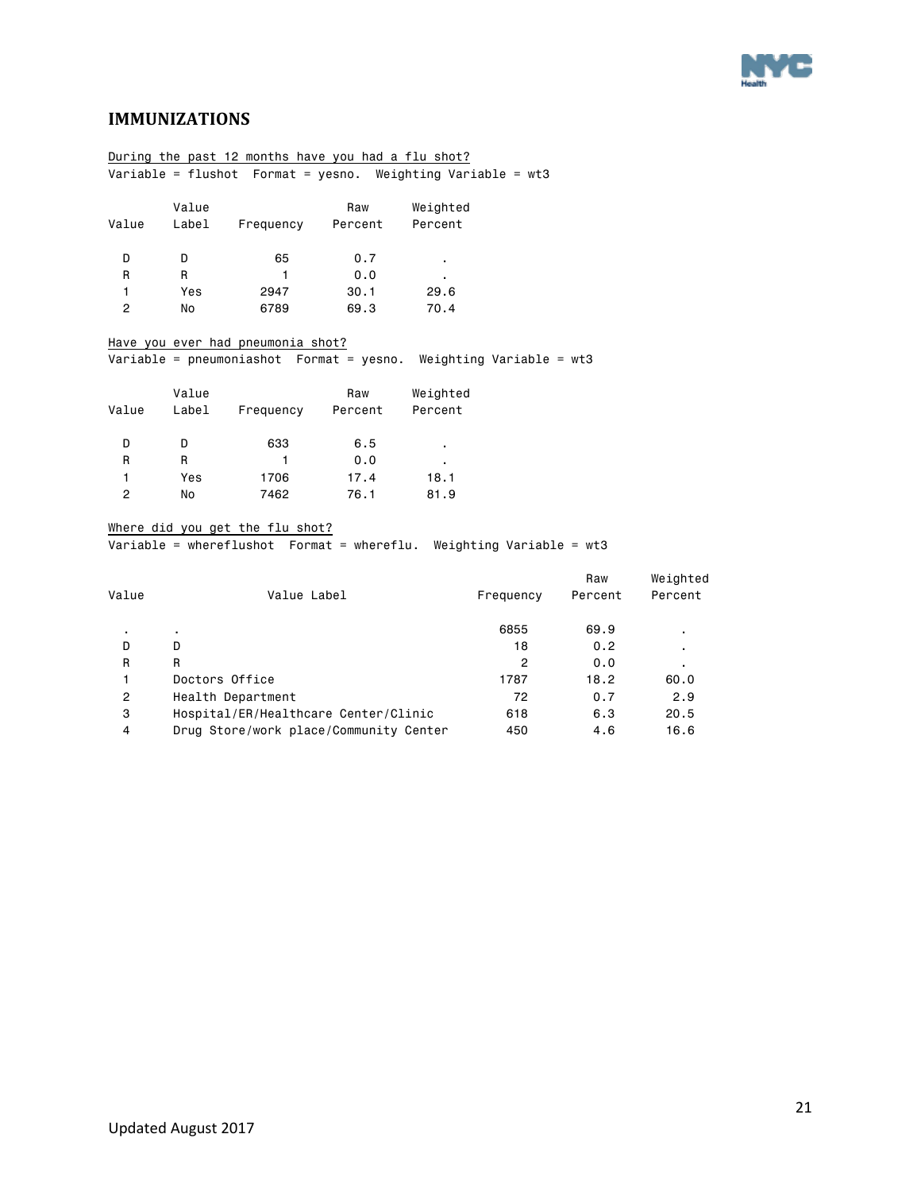## IMMUNIZATIONS

During the past 12 months have you had a flu shot?

Variable = flushot Format = yesno. Weighting Variable = wt3

| Value | Value Label | Frequency | Raw Percent | Weighted Percent |
|---|---|---|---|---|
| D | D | 65 | 0.7 | . |
| R | R | 1 | 0.0 | . |
| 1 | Yes | 2947 | 30.1 | 29.6 |
| 2 | No | 6789 | 69.3 | 70.4 |

Have you ever had pneumonia shot?

Variable = pneumoniashot Format = yesno. Weighting Variable = wt3

| Value | Value Label | Frequency | Raw Percent | Weighted Percent |
|---|---|---|---|---|
| D | D | 633 | 6.5 | . |
| R | R | 1 | 0.0 | . |
| 1 | Yes | 1706 | 17.4 | 18.1 |
| 2 | No | 7462 | 76.1 | 81.9 |

Where did you get the flu shot?

Variable = whereflushot Format = whereflu. Weighting Variable = wt3

| Value | Value Label | Frequency | Raw Percent | Weighted Percent |
|---|---|---|---|---|
| . | . | 6855 | 69.9 | . |
| D | D | 18 | 0.2 | . |
| R | R | 2 | 0.0 | . |
| 1 | Doctors Office | 1787 | 18.2 | 60.0 |
| 2 | Health Department | 72 | 0.7 | 2.9 |
| 3 | Hospital/ER/Healthcare Center/Clinic | 618 | 6.3 | 20.5 |
| 4 | Drug Store/work place/Community Center | 450 | 4.6 | 16.6 |

Updated August 2017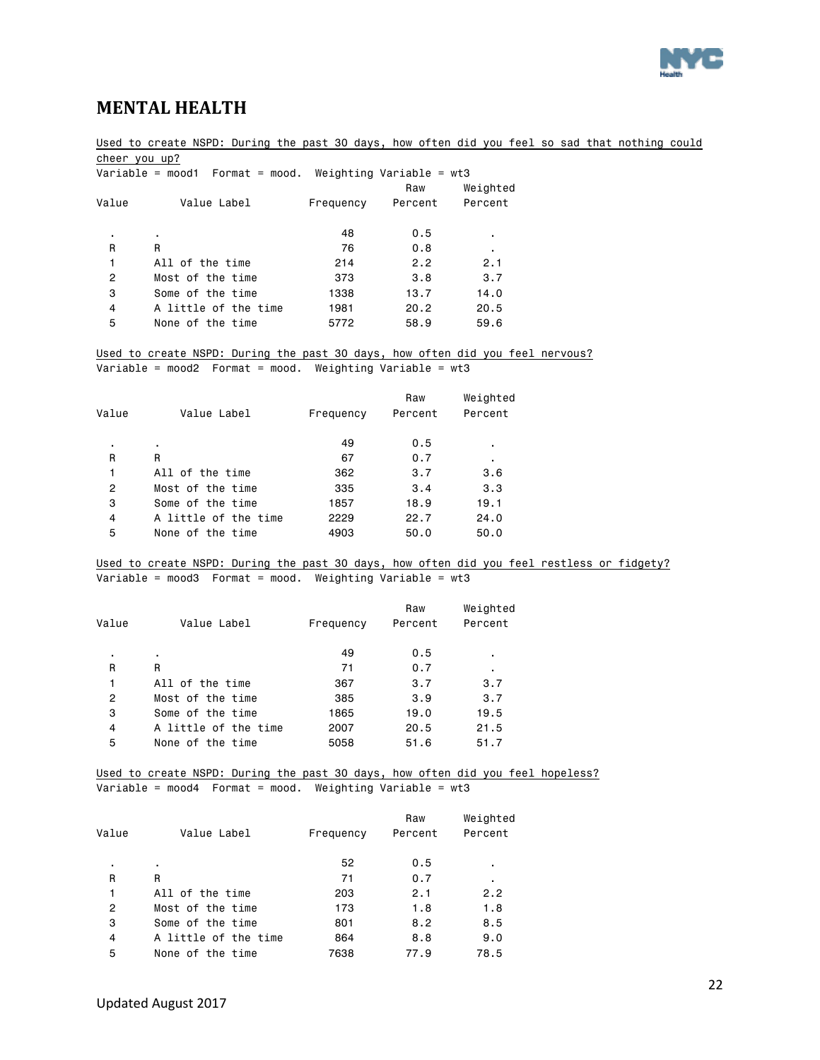# MENTAL HEALTH

Used to create NSPD: During the past 30 days, how often did you feel so sad that nothing could cheer you up?

Variable = mood1 Format = mood. Weighting Variable = wt3

| Value | Value Label | Frequency | Raw Percent | Weighted Percent |
|---|---|---|---|---|
| . | . | 48 | 0.5 | . |
| R | R | 76 | 0.8 | . |
| 1 | All of the time | 214 | 2.2 | 2.1 |
| 2 | Most of the time | 373 | 3.8 | 3.7 |
| 3 | Some of the time | 1338 | 13.7 | 14.0 |
| 4 | A little of the time | 1981 | 20.2 | 20.5 |
| 5 | None of the time | 5772 | 58.9 | 59.6 |

Used to create NSPD: During the past 30 days, how often did you feel nervous?

Variable = mood2 Format = mood. Weighting Variable = wt3

| Value | Value Label | Frequency | Raw Percent | Weighted Percent |
|---|---|---|---|---|
| . | . | 49 | 0.5 | . |
| R | R | 67 | 0.7 | . |
| 1 | All of the time | 362 | 3.7 | 3.6 |
| 2 | Most of the time | 335 | 3.4 | 3.3 |
| 3 | Some of the time | 1857 | 18.9 | 19.1 |
| 4 | A little of the time | 2229 | 22.7 | 24.0 |
| 5 | None of the time | 4903 | 50.0 | 50.0 |

Used to create NSPD: During the past 30 days, how often did you feel restless or fidgety?

Variable = mood3 Format = mood. Weighting Variable = wt3

| Value | Value Label | Frequency | Raw Percent | Weighted Percent |
|---|---|---|---|---|
| . | . | 49 | 0.5 | . |
| R | R | 71 | 0.7 | . |
| 1 | All of the time | 367 | 3.7 | 3.7 |
| 2 | Most of the time | 385 | 3.9 | 3.7 |
| 3 | Some of the time | 1865 | 19.0 | 19.5 |
| 4 | A little of the time | 2007 | 20.5 | 21.5 |
| 5 | None of the time | 5058 | 51.6 | 51.7 |

Used to create NSPD: During the past 30 days, how often did you feel hopeless?

Variable = mood4 Format = mood. Weighting Variable = wt3

| Value | Value Label | Frequency | Raw Percent | Weighted Percent |
|---|---|---|---|---|
| . | . | 52 | 0.5 | . |
| R | R | 71 | 0.7 | . |
| 1 | All of the time | 203 | 2.1 | 2.2 |
| 2 | Most of the time | 173 | 1.8 | 1.8 |
| 3 | Some of the time | 801 | 8.2 | 8.5 |
| 4 | A little of the time | 864 | 8.8 | 9.0 |
| 5 | None of the time | 7638 | 77.9 | 78.5 |

Updated August 2017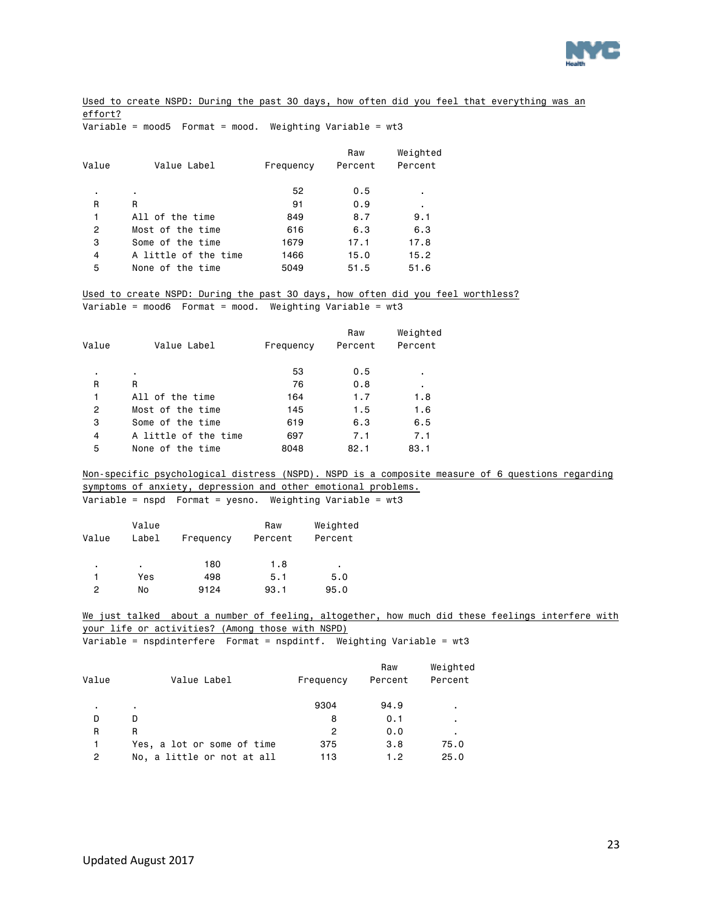Used to create NSPD: During the past 30 days, how often did you feel that everything was an effort?

Variable = mood5 Format = mood. Weighting Variable = wt3

| Value | Value Label | Frequency | Raw Percent | Weighted Percent |
|---|---|---|---|---|
| . | . | 52 | 0.5 | . |
| R | R | 91 | 0.9 | . |
| 1 | All of the time | 849 | 8.7 | 9.1 |
| 2 | Most of the time | 616 | 6.3 | 6.3 |
| 3 | Some of the time | 1679 | 17.1 | 17.8 |
| 4 | A little of the time | 1466 | 15.0 | 15.2 |
| 5 | None of the time | 5049 | 51.5 | 51.6 |

Used to create NSPD: During the past 30 days, how often did you feel worthless?

Variable = mood6 Format = mood. Weighting Variable = wt3

| Value | Value Label | Frequency | Raw Percent | Weighted Percent |
|---|---|---|---|---|
| . | . | 53 | 0.5 | . |
| R | R | 76 | 0.8 | . |
| 1 | All of the time | 164 | 1.7 | 1.8 |
| 2 | Most of the time | 145 | 1.5 | 1.6 |
| 3 | Some of the time | 619 | 6.3 | 6.5 |
| 4 | A little of the time | 697 | 7.1 | 7.1 |
| 5 | None of the time | 8048 | 82.1 | 83.1 |

Non-specific psychological distress (NSPD). NSPD is a composite measure of 6 questions regarding symptoms of anxiety, depression and other emotional problems.

Variable = nspd Format = yesno. Weighting Variable = wt3

| Value | Value Label | Frequency | Raw Percent | Weighted Percent |
|---|---|---|---|---|
| . | . | 180 | 1.8 | . |
| 1 | Yes | 498 | 5.1 | 5.0 |
| 2 | No | 9124 | 93.1 | 95.0 |

We just talked about a number of feeling, altogether, how much did these feelings interfere with your life or activities? (Among those with NSPD)

Variable = nspdinterfere Format = nspdintf. Weighting Variable = wt3

| Value | Value Label | Frequency | Raw Percent | Weighted Percent |
|---|---|---|---|---|
| . | . | 9304 | 94.9 | . |
| D | D | 8 | 0.1 | . |
| R | R | 2 | 0.0 | . |
| 1 | Yes, a lot or some of time | 375 | 3.8 | 75.0 |
| 2 | No, a little or not at all | 113 | 1.2 | 25.0 |

Updated August 2017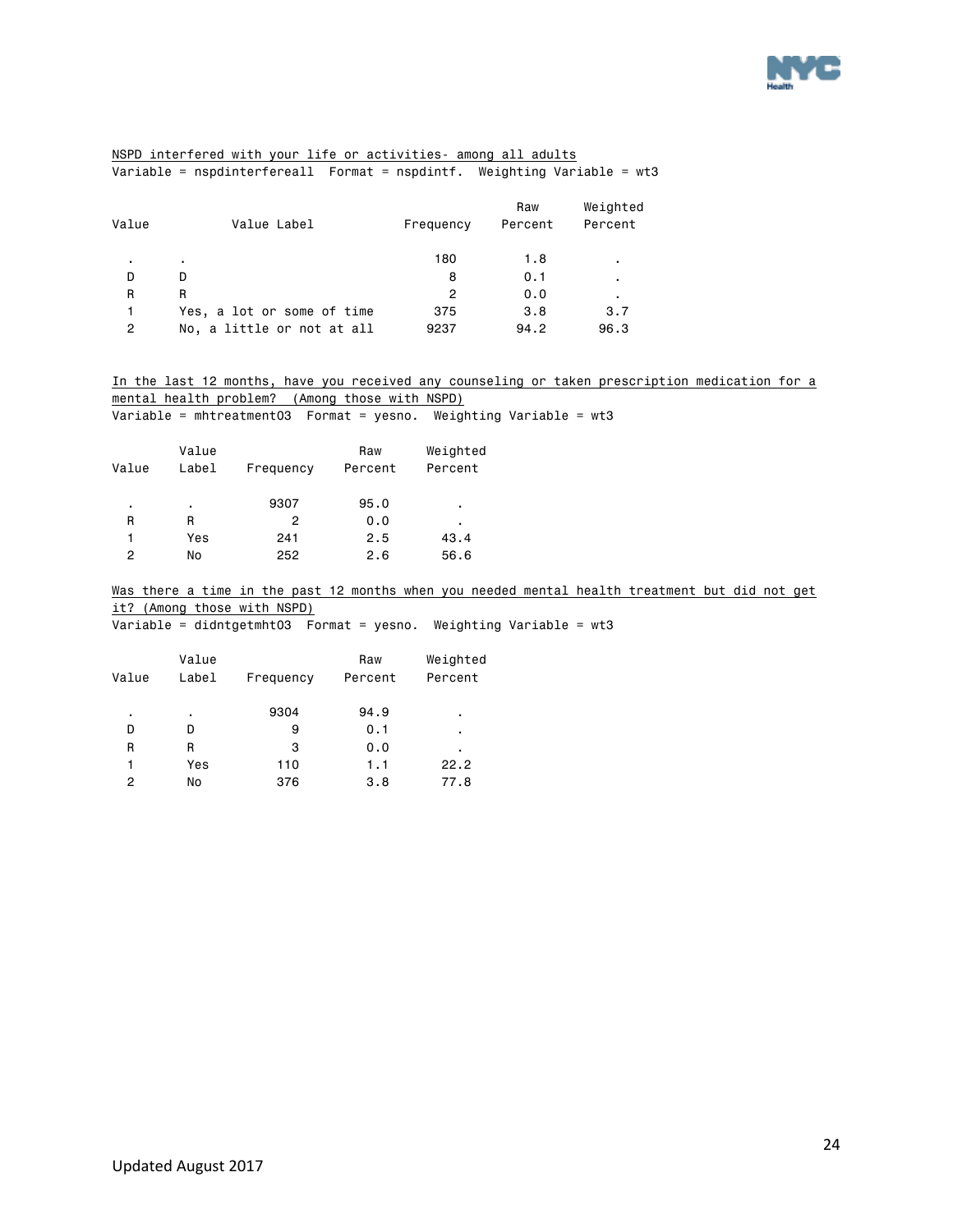NSPD interfered with your life or activities- among all adults

Variable = nspdinterfereall  Format = nspdintf.  Weighting Variable = wt3

| Value | Value Label | Frequency | Raw Percent | Weighted Percent |
|---|---|---|---|---|
| . | . | 180 | 1.8 | . |
| D | D | 8 | 0.1 | . |
| R | R | 2 | 0.0 | . |
| 1 | Yes, a lot or some of time | 375 | 3.8 | 3.7 |
| 2 | No, a little or not at all | 9237 | 94.2 | 96.3 |

In the last 12 months, have you received any counseling or taken prescription medication for a mental health problem?  (Among those with NSPD)

Variable = mhtreatment03  Format = yesno.  Weighting Variable = wt3

| Value | Value Label | Frequency | Raw Percent | Weighted Percent |
|---|---|---|---|---|
| . | . | 9307 | 95.0 | . |
| R | R | 2 | 0.0 | . |
| 1 | Yes | 241 | 2.5 | 43.4 |
| 2 | No | 252 | 2.6 | 56.6 |

Was there a time in the past 12 months when you needed mental health treatment but did not get it? (Among those with NSPD)

Variable = didntgetmht03  Format = yesno.  Weighting Variable = wt3

| Value | Value Label | Frequency | Raw Percent | Weighted Percent |
|---|---|---|---|---|
| . | . | 9304 | 94.9 | . |
| D | D | 9 | 0.1 | . |
| R | R | 3 | 0.0 | . |
| 1 | Yes | 110 | 1.1 | 22.2 |
| 2 | No | 376 | 3.8 | 77.8 |

Updated August 2017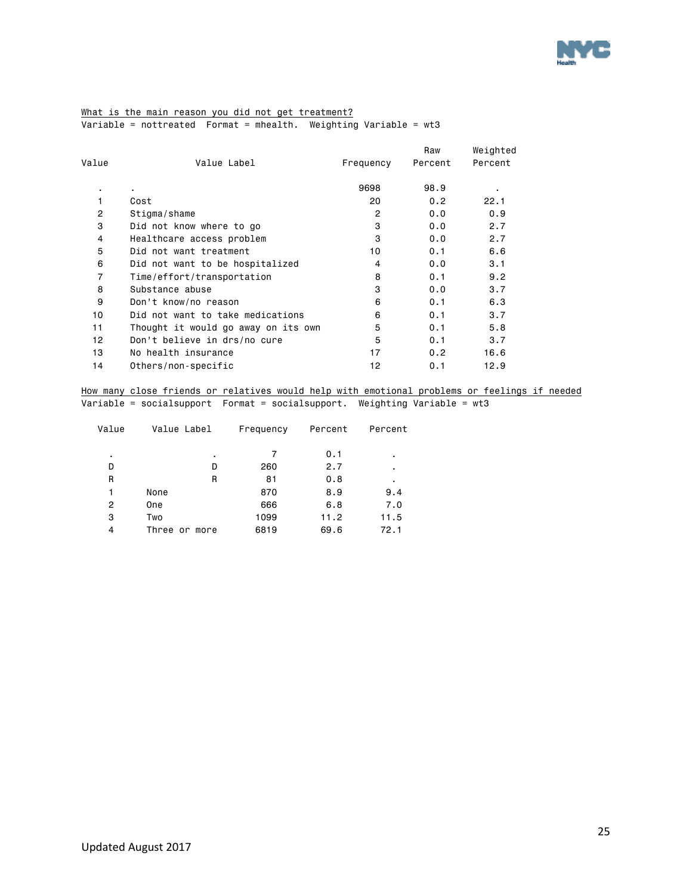What is the main reason you did not get treatment?
Variable = nottreated  Format = mhealth.  Weighting Variable = wt3

| Value | Value Label | Frequency | Raw Percent | Weighted Percent |
|---|---|---|---|---|
| . | . | 9698 | 98.9 | . |
| 1 | Cost | 20 | 0.2 | 22.1 |
| 2 | Stigma/shame | 2 | 0.0 | 0.9 |
| 3 | Did not know where to go | 3 | 0.0 | 2.7 |
| 4 | Healthcare access problem | 3 | 0.0 | 2.7 |
| 5 | Did not want treatment | 10 | 0.1 | 6.6 |
| 6 | Did not want to be hospitalized | 4 | 0.0 | 3.1 |
| 7 | Time/effort/transportation | 8 | 0.1 | 9.2 |
| 8 | Substance abuse | 3 | 0.0 | 3.7 |
| 9 | Don't know/no reason | 6 | 0.1 | 6.3 |
| 10 | Did not want to take medications | 6 | 0.1 | 3.7 |
| 11 | Thought it would go away on its own | 5 | 0.1 | 5.8 |
| 12 | Don't believe in drs/no cure | 5 | 0.1 | 3.7 |
| 13 | No health insurance | 17 | 0.2 | 16.6 |
| 14 | Others/non-specific | 12 | 0.1 | 12.9 |

How many close friends or relatives would help with emotional problems or feelings if needed
Variable = socialsupport  Format = socialsupport.  Weighting Variable = wt3

| Value | Value Label | Frequency | Percent | Percent |
|---|---|---|---|---|
| . | . | 7 | 0.1 | . |
| D | D | 260 | 2.7 | . |
| R | R | 81 | 0.8 | . |
| 1 | None | 870 | 8.9 | 9.4 |
| 2 | One | 666 | 6.8 | 7.0 |
| 3 | Two | 1099 | 11.2 | 11.5 |
| 4 | Three or more | 6819 | 69.6 | 72.1 |

Updated August 2017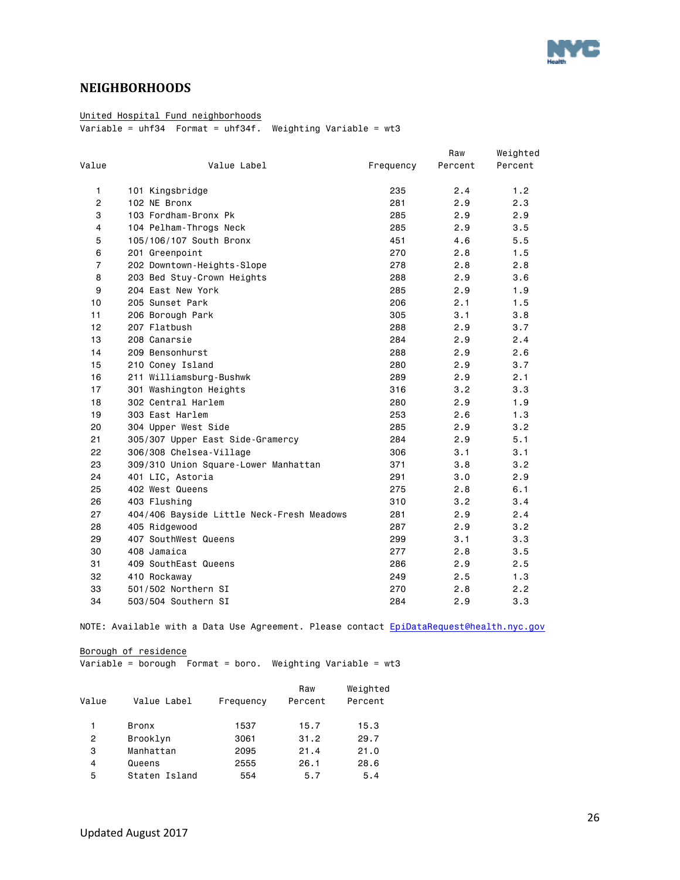## NEIGHBORHOODS

United Hospital Fund neighborhoods

Variable = uhf34 Format = uhf34f. Weighting Variable = wt3

| Value | Value Label | Frequency | Raw Percent | Weighted Percent |
|---|---|---|---|---|
| 1 | 101 Kingsbridge | 235 | 2.4 | 1.2 |
| 2 | 102 NE Bronx | 281 | 2.9 | 2.3 |
| 3 | 103 Fordham-Bronx Pk | 285 | 2.9 | 2.9 |
| 4 | 104 Pelham-Throgs Neck | 285 | 2.9 | 3.5 |
| 5 | 105/106/107 South Bronx | 451 | 4.6 | 5.5 |
| 6 | 201 Greenpoint | 270 | 2.8 | 1.5 |
| 7 | 202 Downtown-Heights-Slope | 278 | 2.8 | 2.8 |
| 8 | 203 Bed Stuy-Crown Heights | 288 | 2.9 | 3.6 |
| 9 | 204 East New York | 285 | 2.9 | 1.9 |
| 10 | 205 Sunset Park | 206 | 2.1 | 1.5 |
| 11 | 206 Borough Park | 305 | 3.1 | 3.8 |
| 12 | 207 Flatbush | 288 | 2.9 | 3.7 |
| 13 | 208 Canarsie | 284 | 2.9 | 2.4 |
| 14 | 209 Bensonhurst | 288 | 2.9 | 2.6 |
| 15 | 210 Coney Island | 280 | 2.9 | 3.7 |
| 16 | 211 Williamsburg-Bushwk | 289 | 2.9 | 2.1 |
| 17 | 301 Washington Heights | 316 | 3.2 | 3.3 |
| 18 | 302 Central Harlem | 280 | 2.9 | 1.9 |
| 19 | 303 East Harlem | 253 | 2.6 | 1.3 |
| 20 | 304 Upper West Side | 285 | 2.9 | 3.2 |
| 21 | 305/307 Upper East Side-Gramercy | 284 | 2.9 | 5.1 |
| 22 | 306/308 Chelsea-Village | 306 | 3.1 | 3.1 |
| 23 | 309/310 Union Square-Lower Manhattan | 371 | 3.8 | 3.2 |
| 24 | 401 LIC, Astoria | 291 | 3.0 | 2.9 |
| 25 | 402 West Queens | 275 | 2.8 | 6.1 |
| 26 | 403 Flushing | 310 | 3.2 | 3.4 |
| 27 | 404/406 Bayside Little Neck-Fresh Meadows | 281 | 2.9 | 2.4 |
| 28 | 405 Ridgewood | 287 | 2.9 | 3.2 |
| 29 | 407 SouthWest Queens | 299 | 3.1 | 3.3 |
| 30 | 408 Jamaica | 277 | 2.8 | 3.5 |
| 31 | 409 SouthEast Queens | 286 | 2.9 | 2.5 |
| 32 | 410 Rockaway | 249 | 2.5 | 1.3 |
| 33 | 501/502 Northern SI | 270 | 2.8 | 2.2 |
| 34 | 503/504 Southern SI | 284 | 2.9 | 3.3 |

NOTE: Available with a Data Use Agreement. Please contact EpiDataRequest@health.nyc.gov

Borough of residence

Variable = borough Format = boro. Weighting Variable = wt3

| Value | Value Label | Frequency | Raw Percent | Weighted Percent |
|---|---|---|---|---|
| 1 | Bronx | 1537 | 15.7 | 15.3 |
| 2 | Brooklyn | 3061 | 31.2 | 29.7 |
| 3 | Manhattan | 2095 | 21.4 | 21.0 |
| 4 | Queens | 2555 | 26.1 | 28.6 |
| 5 | Staten Island | 554 | 5.7 | 5.4 |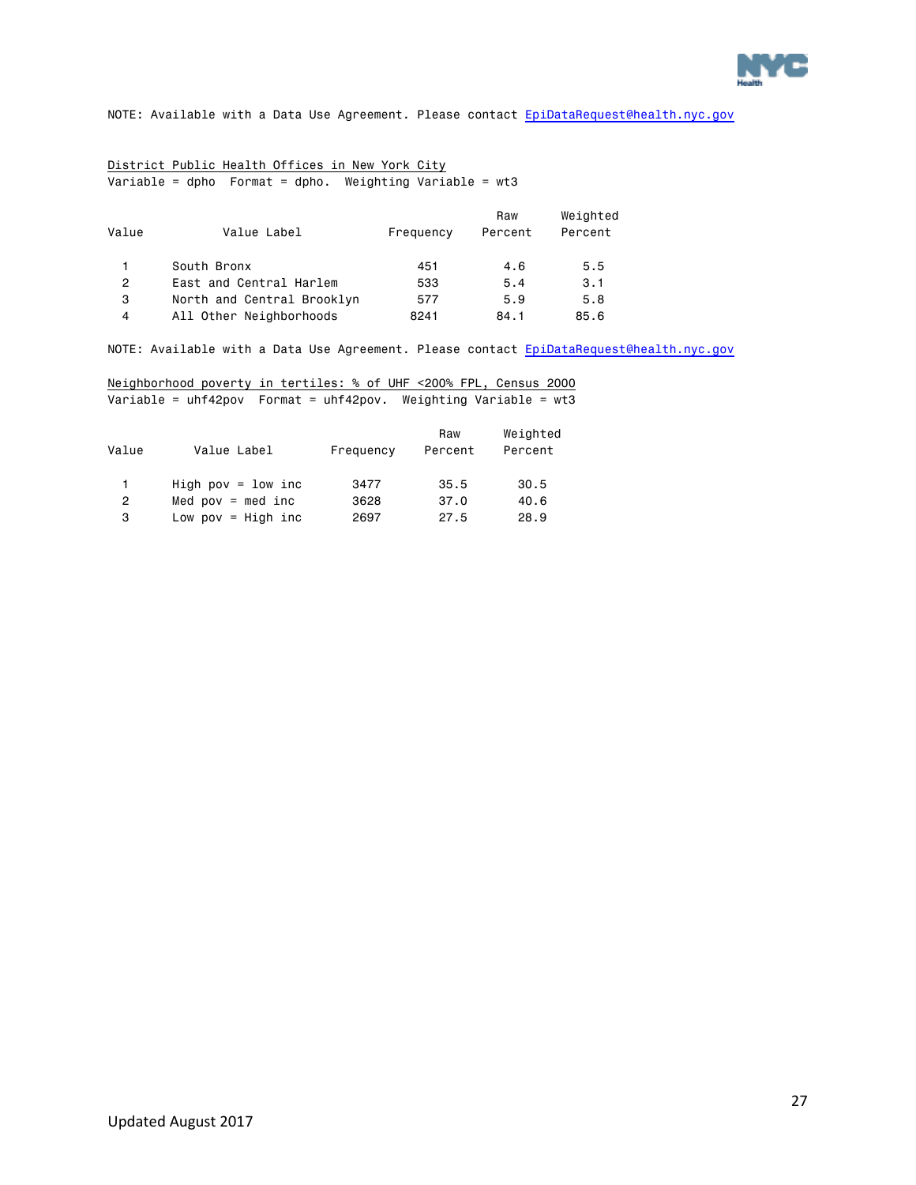NOTE: Available with a Data Use Agreement. Please contact EpiDataRequest@health.nyc.gov

District Public Health Offices in New York City
Variable = dpho Format = dpho. Weighting Variable = wt3

| Value | Value Label | Frequency | Raw Percent | Weighted Percent |
|---|---|---|---|---|
| 1 | South Bronx | 451 | 4.6 | 5.5 |
| 2 | East and Central Harlem | 533 | 5.4 | 3.1 |
| 3 | North and Central Brooklyn | 577 | 5.9 | 5.8 |
| 4 | All Other Neighborhoods | 8241 | 84.1 | 85.6 |

NOTE: Available with a Data Use Agreement. Please contact EpiDataRequest@health.nyc.gov

Neighborhood poverty in tertiles: % of UHF <200% FPL, Census 2000
Variable = uhf42pov Format = uhf42pov. Weighting Variable = wt3

| Value | Value Label | Frequency | Raw Percent | Weighted Percent |
|---|---|---|---|---|
| 1 | High pov = low inc | 3477 | 35.5 | 30.5 |
| 2 | Med pov = med inc | 3628 | 37.0 | 40.6 |
| 3 | Low pov = High inc | 2697 | 27.5 | 28.9 |

Updated August 2017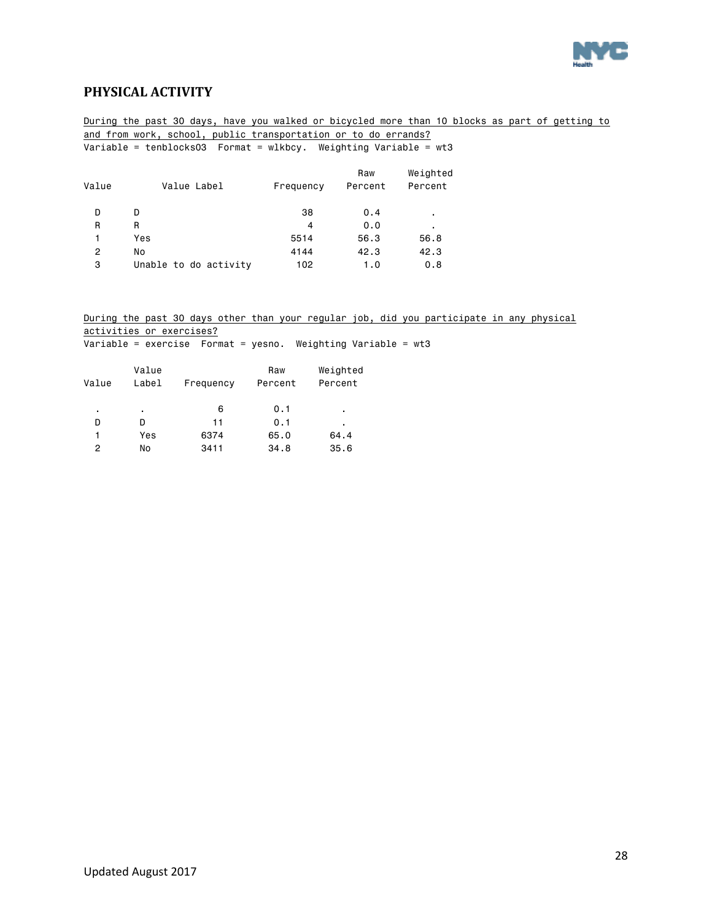## PHYSICAL ACTIVITY

During the past 30 days, have you walked or bicycled more than 10 blocks as part of getting to and from work, school, public transportation or to do errands?

Variable = tenblocks03 Format = wlkbcy. Weighting Variable = wt3

| Value | Value Label | Frequency | Raw Percent | Weighted Percent |
|---|---|---|---|---|
| D | D | 38 | 0.4 | . |
| R | R | 4 | 0.0 | . |
| 1 | Yes | 5514 | 56.3 | 56.8 |
| 2 | No | 4144 | 42.3 | 42.3 |
| 3 | Unable to do activity | 102 | 1.0 | 0.8 |

During the past 30 days other than your regular job, did you participate in any physical activities or exercises?

Variable = exercise Format = yesno. Weighting Variable = wt3

| Value | Value Label | Frequency | Raw Percent | Weighted Percent |
|---|---|---|---|---|
| . | . | 6 | 0.1 | . |
| D | D | 11 | 0.1 | . |
| 1 | Yes | 6374 | 65.0 | 64.4 |
| 2 | No | 3411 | 34.8 | 35.6 |

Updated August 2017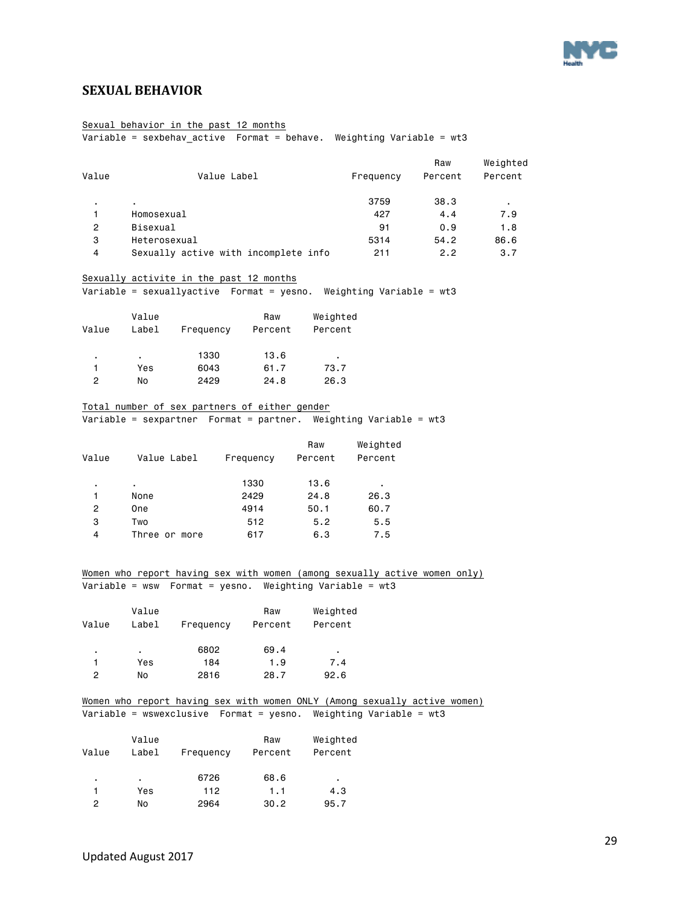## SEXUAL BEHAVIOR

Sexual behavior in the past 12 months

Variable = sexbehav_active Format = behave. Weighting Variable = wt3

| Value | Value Label | Frequency | Raw Percent | Weighted Percent |
|---|---|---|---|---|
| . | . | 3759 | 38.3 | . |
| 1 | Homosexual | 427 | 4.4 | 7.9 |
| 2 | Bisexual | 91 | 0.9 | 1.8 |
| 3 | Heterosexual | 5314 | 54.2 | 86.6 |
| 4 | Sexually active with incomplete info | 211 | 2.2 | 3.7 |

Sexually activite in the past 12 months

Variable = sexuallyactive Format = yesno. Weighting Variable = wt3

| Value | Value Label | Frequency | Raw Percent | Weighted Percent |
|---|---|---|---|---|
| . | . | 1330 | 13.6 | . |
| 1 | Yes | 6043 | 61.7 | 73.7 |
| 2 | No | 2429 | 24.8 | 26.3 |

Total number of sex partners of either gender

Variable = sexpartner Format = partner. Weighting Variable = wt3

| Value | Value Label | Frequency | Raw Percent | Weighted Percent |
|---|---|---|---|---|
| . | . | 1330 | 13.6 | . |
| 1 | None | 2429 | 24.8 | 26.3 |
| 2 | One | 4914 | 50.1 | 60.7 |
| 3 | Two | 512 | 5.2 | 5.5 |
| 4 | Three or more | 617 | 6.3 | 7.5 |

Women who report having sex with women (among sexually active women only)

Variable = wsw Format = yesno. Weighting Variable = wt3

| Value | Value Label | Frequency | Raw Percent | Weighted Percent |
|---|---|---|---|---|
| . | . | 6802 | 69.4 | . |
| 1 | Yes | 184 | 1.9 | 7.4 |
| 2 | No | 2816 | 28.7 | 92.6 |

Women who report having sex with women ONLY (Among sexually active women)

Variable = wswexclusive Format = yesno. Weighting Variable = wt3

| Value | Value Label | Frequency | Raw Percent | Weighted Percent |
|---|---|---|---|---|
| . | . | 6726 | 68.6 | . |
| 1 | Yes | 112 | 1.1 | 4.3 |
| 2 | No | 2964 | 30.2 | 95.7 |

Updated August 2017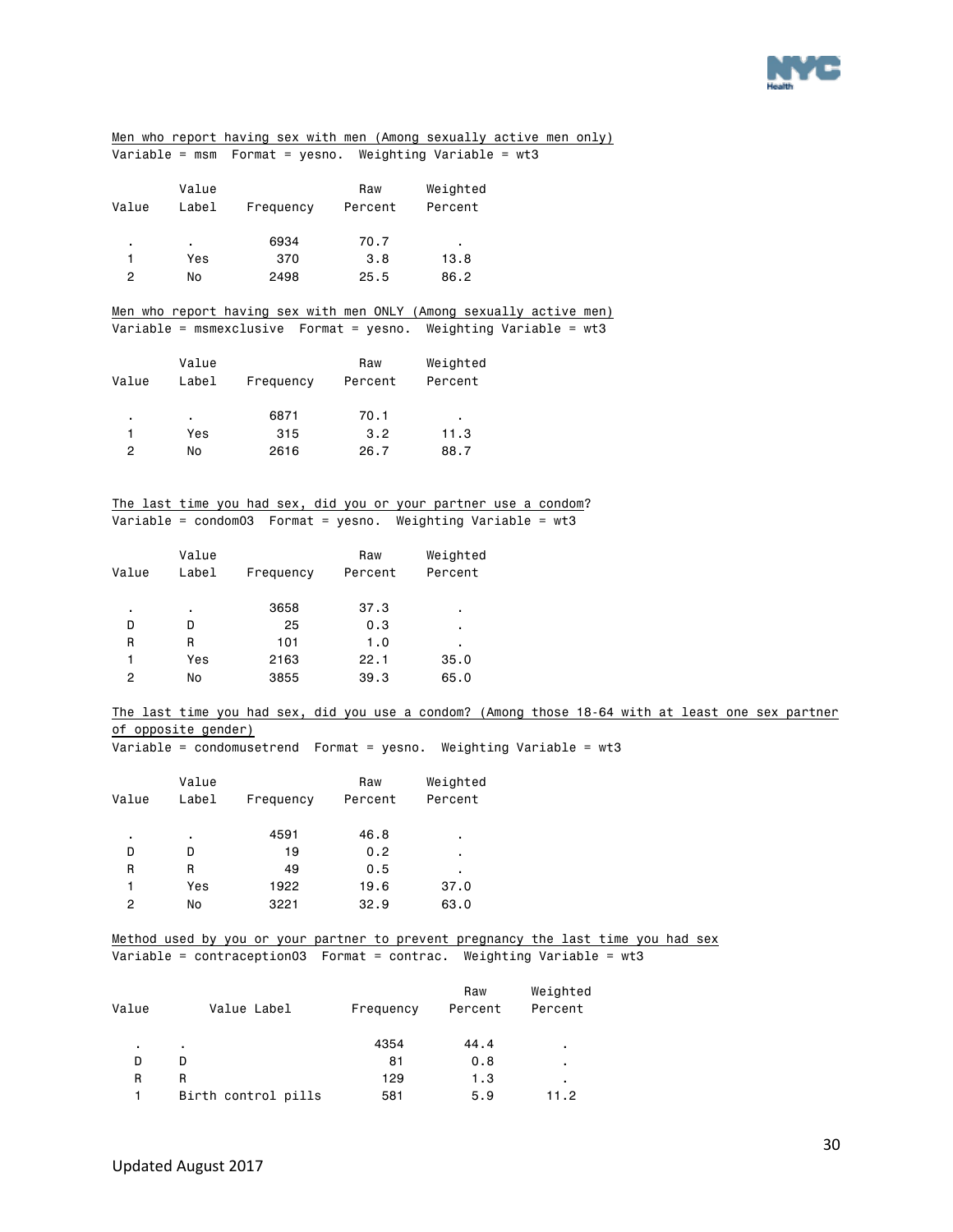Men who report having sex with men (Among sexually active men only)
Variable = msm  Format = yesno.  Weighting Variable = wt3

| Value | Value Label | Frequency | Raw Percent | Weighted Percent |
|---|---|---|---|---|
| . | . | 6934 | 70.7 | . |
| 1 | Yes | 370 | 3.8 | 13.8 |
| 2 | No | 2498 | 25.5 | 86.2 |

Men who report having sex with men ONLY (Among sexually active men)
Variable = msmexclusive  Format = yesno.  Weighting Variable = wt3

| Value | Value Label | Frequency | Raw Percent | Weighted Percent |
|---|---|---|---|---|
| . | . | 6871 | 70.1 | . |
| 1 | Yes | 315 | 3.2 | 11.3 |
| 2 | No | 2616 | 26.7 | 88.7 |

The last time you had sex, did you or your partner use a condom?
Variable = condom03  Format = yesno.  Weighting Variable = wt3

| Value | Value Label | Frequency | Raw Percent | Weighted Percent |
|---|---|---|---|---|
| . | . | 3658 | 37.3 | . |
| D | D | 25 | 0.3 | . |
| R | R | 101 | 1.0 | . |
| 1 | Yes | 2163 | 22.1 | 35.0 |
| 2 | No | 3855 | 39.3 | 65.0 |

The last time you had sex, did you use a condom? (Among those 18-64 with at least one sex partner of opposite gender)
Variable = condomusetrend  Format = yesno.  Weighting Variable = wt3

| Value | Value Label | Frequency | Raw Percent | Weighted Percent |
|---|---|---|---|---|
| . | . | 4591 | 46.8 | . |
| D | D | 19 | 0.2 | . |
| R | R | 49 | 0.5 | . |
| 1 | Yes | 1922 | 19.6 | 37.0 |
| 2 | No | 3221 | 32.9 | 63.0 |

Method used by you or your partner to prevent pregnancy the last time you had sex
Variable = contraception03  Format = contrac.  Weighting Variable = wt3

| Value | Value Label | Frequency | Raw Percent | Weighted Percent |
|---|---|---|---|---|
| . | . | 4354 | 44.4 | . |
| D | D | 81 | 0.8 | . |
| R | R | 129 | 1.3 | . |
| 1 | Birth control pills | 581 | 5.9 | 11.2 |

Updated August 2017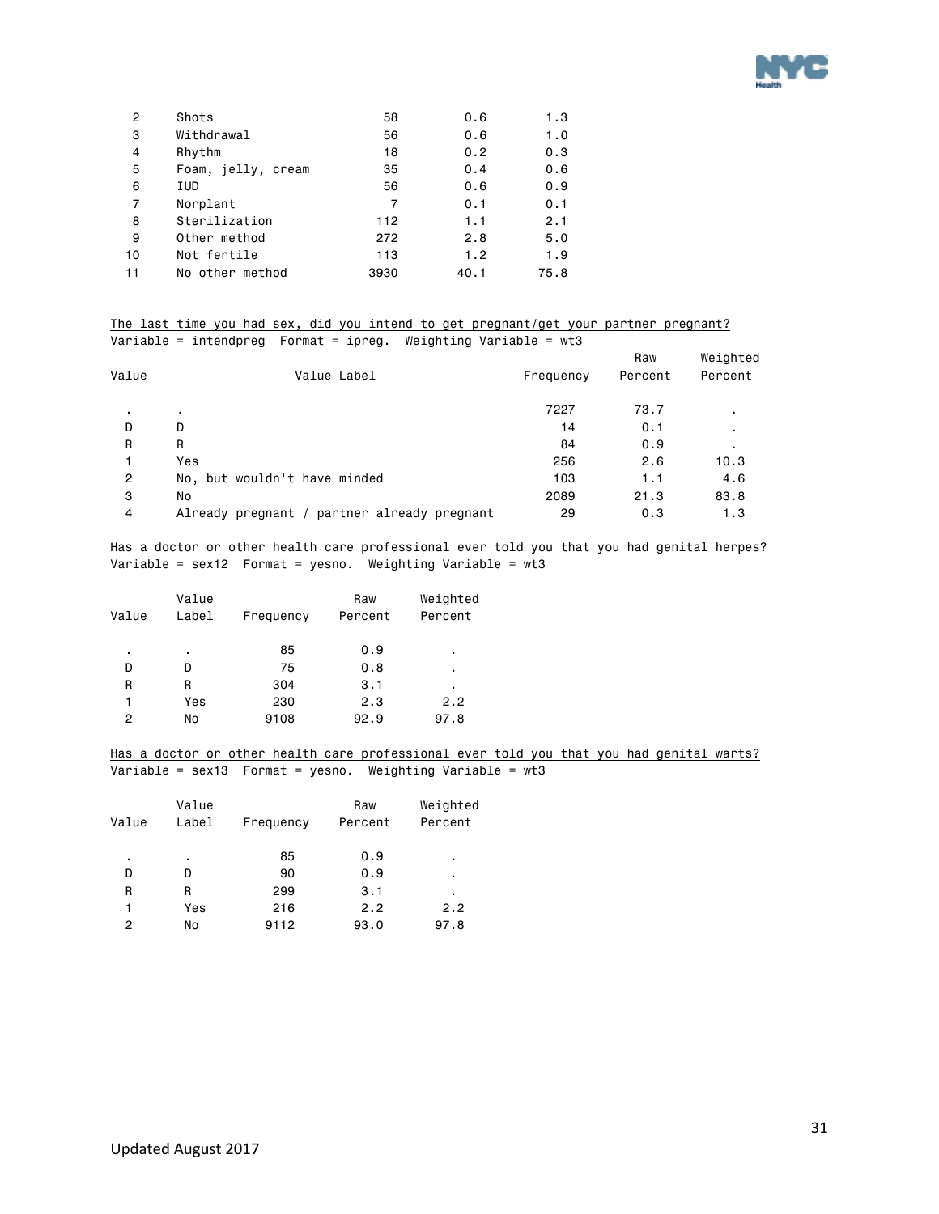| | | | | |
|---|---|---|---|---|
| 2 | Shots | 58 | 0.6 | 1.3 |
| 3 | Withdrawal | 56 | 0.6 | 1.0 |
| 4 | Rhythm | 18 | 0.2 | 0.3 |
| 5 | Foam, jelly, cream | 35 | 0.4 | 0.6 |
| 6 | IUD | 56 | 0.6 | 0.9 |
| 7 | Norplant | 7 | 0.1 | 0.1 |
| 8 | Sterilization | 112 | 1.1 | 2.1 |
| 9 | Other method | 272 | 2.8 | 5.0 |
| 10 | Not fertile | 113 | 1.2 | 1.9 |
| 11 | No other method | 3930 | 40.1 | 75.8 |

The last time you had sex, did you intend to get pregnant/get your partner pregnant?
Variable = intendpreg Format = ipreg. Weighting Variable = wt3

| Value | Value Label | Frequency | Raw Percent | Weighted Percent |
|---|---|---|---|---|
| . | . | 7227 | 73.7 | . |
| D | D | 14 | 0.1 | . |
| R | R | 84 | 0.9 | . |
| 1 | Yes | 256 | 2.6 | 10.3 |
| 2 | No, but wouldn't have minded | 103 | 1.1 | 4.6 |
| 3 | No | 2089 | 21.3 | 83.8 |
| 4 | Already pregnant / partner already pregnant | 29 | 0.3 | 1.3 |

Has a doctor or other health care professional ever told you that you had genital herpes?
Variable = sex12 Format = yesno. Weighting Variable = wt3

| Value | Value Label | Frequency | Raw Percent | Weighted Percent |
|---|---|---|---|---|
| . | . | 85 | 0.9 | . |
| D | D | 75 | 0.8 | . |
| R | R | 304 | 3.1 | . |
| 1 | Yes | 230 | 2.3 | 2.2 |
| 2 | No | 9108 | 92.9 | 97.8 |

Has a doctor or other health care professional ever told you that you had genital warts?
Variable = sex13 Format = yesno. Weighting Variable = wt3

| Value | Value Label | Frequency | Raw Percent | Weighted Percent |
|---|---|---|---|---|
| . | . | 85 | 0.9 | . |
| D | D | 90 | 0.9 | . |
| R | R | 299 | 3.1 | . |
| 1 | Yes | 216 | 2.2 | 2.2 |
| 2 | No | 9112 | 93.0 | 97.8 |

Updated August 2017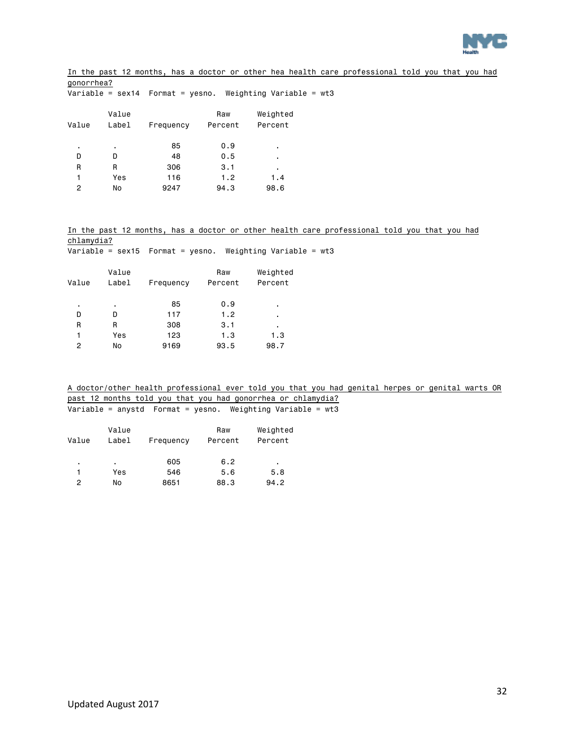In the past 12 months, has a doctor or other hea health care professional told you that you had gonorrhea?

Variable = sex14 Format = yesno. Weighting Variable = wt3

| Value | Value Label | Frequency | Raw Percent | Weighted Percent |
|---|---|---|---|---|
| . | . | 85 | 0.9 | . |
| D | D | 48 | 0.5 | . |
| R | R | 306 | 3.1 | . |
| 1 | Yes | 116 | 1.2 | 1.4 |
| 2 | No | 9247 | 94.3 | 98.6 |

In the past 12 months, has a doctor or other health care professional told you that you had chlamydia?

Variable = sex15 Format = yesno. Weighting Variable = wt3

| Value | Value Label | Frequency | Raw Percent | Weighted Percent |
|---|---|---|---|---|
| . | . | 85 | 0.9 | . |
| D | D | 117 | 1.2 | . |
| R | R | 308 | 3.1 | . |
| 1 | Yes | 123 | 1.3 | 1.3 |
| 2 | No | 9169 | 93.5 | 98.7 |

A doctor/other health professional ever told you that you had genital herpes or genital warts OR past 12 months told you that you had gonorrhea or chlamydia?

Variable = anystd Format = yesno. Weighting Variable = wt3

| Value | Value Label | Frequency | Raw Percent | Weighted Percent |
|---|---|---|---|---|
| . | . | 605 | 6.2 | . |
| 1 | Yes | 546 | 5.6 | 5.8 |
| 2 | No | 8651 | 88.3 | 94.2 |

Updated August 2017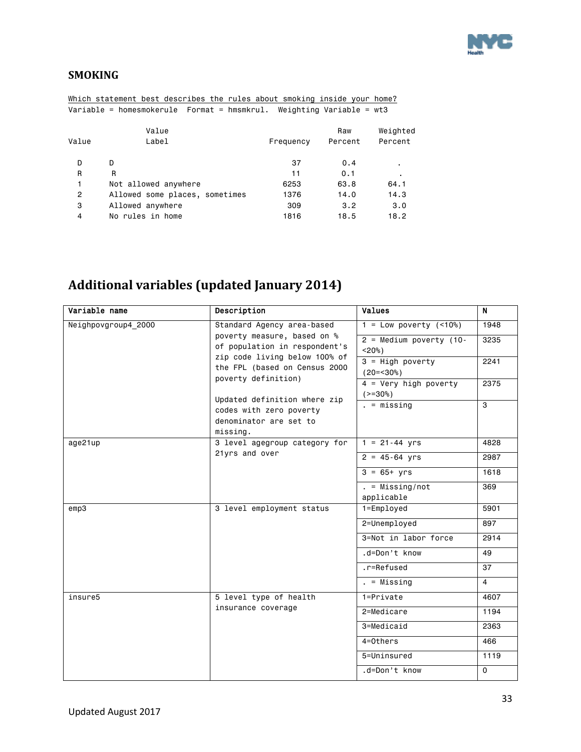## SMOKING

Which statement best describes the rules about smoking inside your home?

Variable = homesmokerule   Format = hmsmkrul.   Weighting Variable = wt3

| Value | Value Label | Frequency | Raw Percent | Weighted Percent |
|---|---|---|---|---|
| D | D | 37 | 0.4 | . |
| R | R | 11 | 0.1 | . |
| 1 | Not allowed anywhere | 6253 | 63.8 | 64.1 |
| 2 | Allowed some places, sometimes | 1376 | 14.0 | 14.3 |
| 3 | Allowed anywhere | 309 | 3.2 | 3.0 |
| 4 | No rules in home | 1816 | 18.5 | 18.2 |

## Additional variables (updated January 2014)

| Variable name | Description | Values | N |
|---|---|---|---|
| Neighpovgroup4_2000 | Standard Agency area-based poverty measure, based on % of population in respondent's zip code living below 100% of the FPL (based on Census 2000 poverty definition)<br><br>Updated definition where zip codes with zero poverty denominator are set to missing. | 1 = Low poverty (<10%) | 1948 |
| | | 2 = Medium poverty (10-<20%) | 3235 |
| | | 3 = High poverty (20=<30%) | 2241 |
| | | 4 = Very high poverty (>=30%) | 2375 |
| | | . = missing | 3 |
| age21up | 3 level agegroup category for 21yrs and over | 1 = 21-44 yrs | 4828 |
| | | 2 = 45-64 yrs | 2987 |
| | | 3 = 65+ yrs | 1618 |
| | | . = Missing/not applicable | 369 |
| emp3 | 3 level employment status | 1=Employed | 5901 |
| | | 2=Unemployed | 897 |
| | | 3=Not in labor force | 2914 |
| | | .d=Don't know | 49 |
| | | .r=Refused | 37 |
| | | . = Missing | 4 |
| insure5 | 5 level type of health insurance coverage | 1=Private | 4607 |
| | | 2=Medicare | 1194 |
| | | 3=Medicaid | 2363 |
| | | 4=Others | 466 |
| | | 5=Uninsured | 1119 |
| | | .d=Don't know | 0 |

Updated August 2017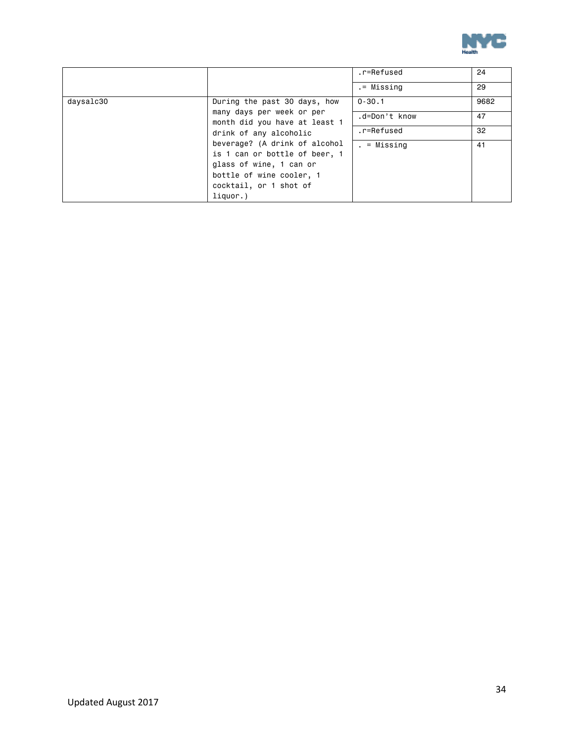| | | | |
|---|---|---|---|
| | | .r=Refused | 24 |
| | | .= Missing | 29 |
| daysalc30 | During the past 30 days, how many days per week or per month did you have at least 1 drink of any alcoholic beverage? (A drink of alcohol is 1 can or bottle of beer, 1 glass of wine, 1 can or bottle of wine cooler, 1 cocktail, or 1 shot of liquor.) | 0-30.1 | 9682 |
| | | .d=Don't know | 47 |
| | | .r=Refused | 32 |
| | | . = Missing | 41 |

Updated August 2017